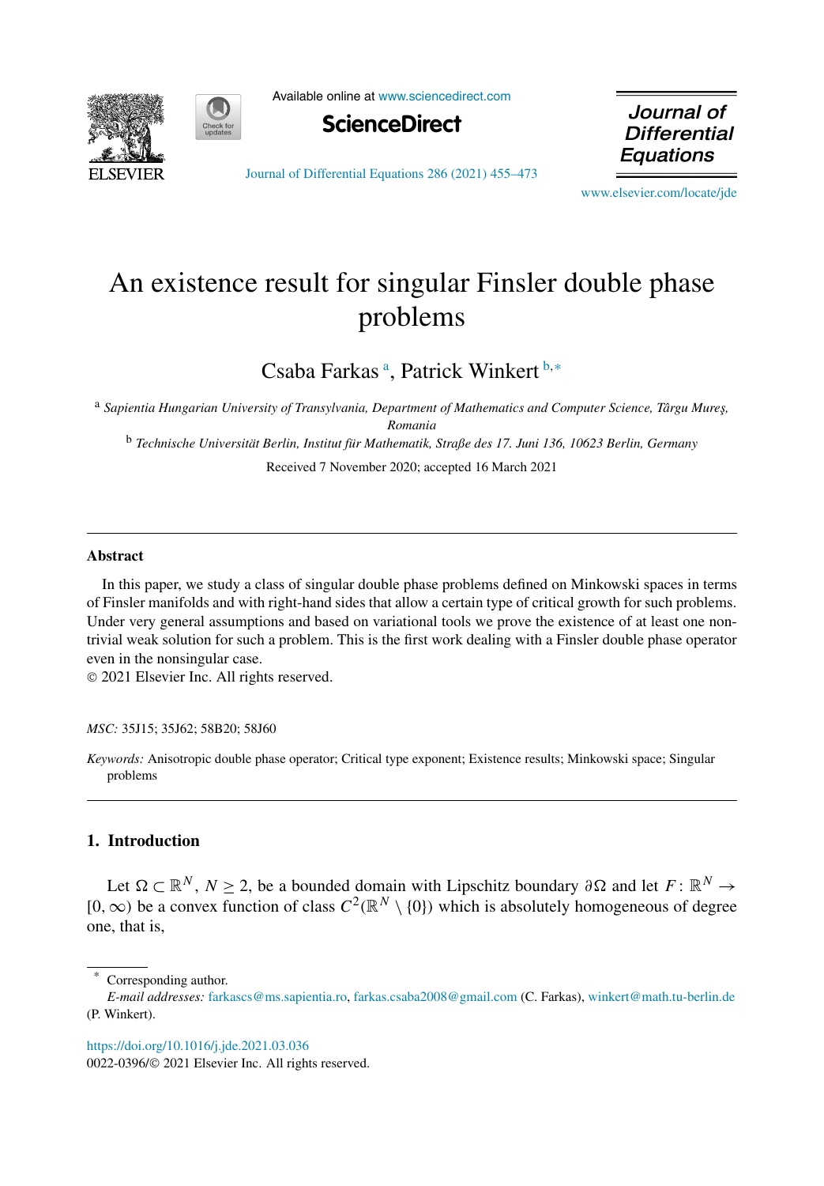# An existence result for singular Finsler double phase problems

Csaba Farkas [a], Patrick Winkert [b,*]

[a] *Sapientia Hungarian University of Transylvania, Department of Mathematics and Computer Science, Târgu Mureş, Romania*

[b] *Technische Universität Berlin, Institut für Mathematik, Straße des 17. Juni 136, 10623 Berlin, Germany*

Received 7 November 2020; accepted 16 March 2021

---

## Abstract

In this paper, we study a class of singular double phase problems defined on Minkowski spaces in terms of Finsler manifolds and with right-hand sides that allow a certain type of critical growth for such problems. Under very general assumptions and based on variational tools we prove the existence of at least one nontrivial weak solution for such a problem. This is the first work dealing with a Finsler double phase operator even in the nonsingular case.

© 2021 Elsevier Inc. All rights reserved.

*MSC:* 35J15; 35J62; 58B20; 58J60

*Keywords:* Anisotropic double phase operator; Critical type exponent; Existence results; Minkowski space; Singular problems

---

## 1. Introduction

Let $\Omega \subset \mathbb{R}^N$, $N \geq 2$, be a bounded domain with Lipschitz boundary $\partial\Omega$ and let $F\colon \mathbb{R}^N \to [0, \infty)$ be a convex function of class $C^2(\mathbb{R}^N \setminus \{0\})$ which is absolutely homogeneous of degree one, that is,

---

\* Corresponding author.
*E-mail addresses:* farkascs@ms.sapientia.ro, farkas.csaba2008@gmail.com (C. Farkas), winkert@math.tu-berlin.de (P. Winkert).

https://doi.org/10.1016/j.jde.2021.03.036
0022-0396/© 2021 Elsevier Inc. All rights reserved.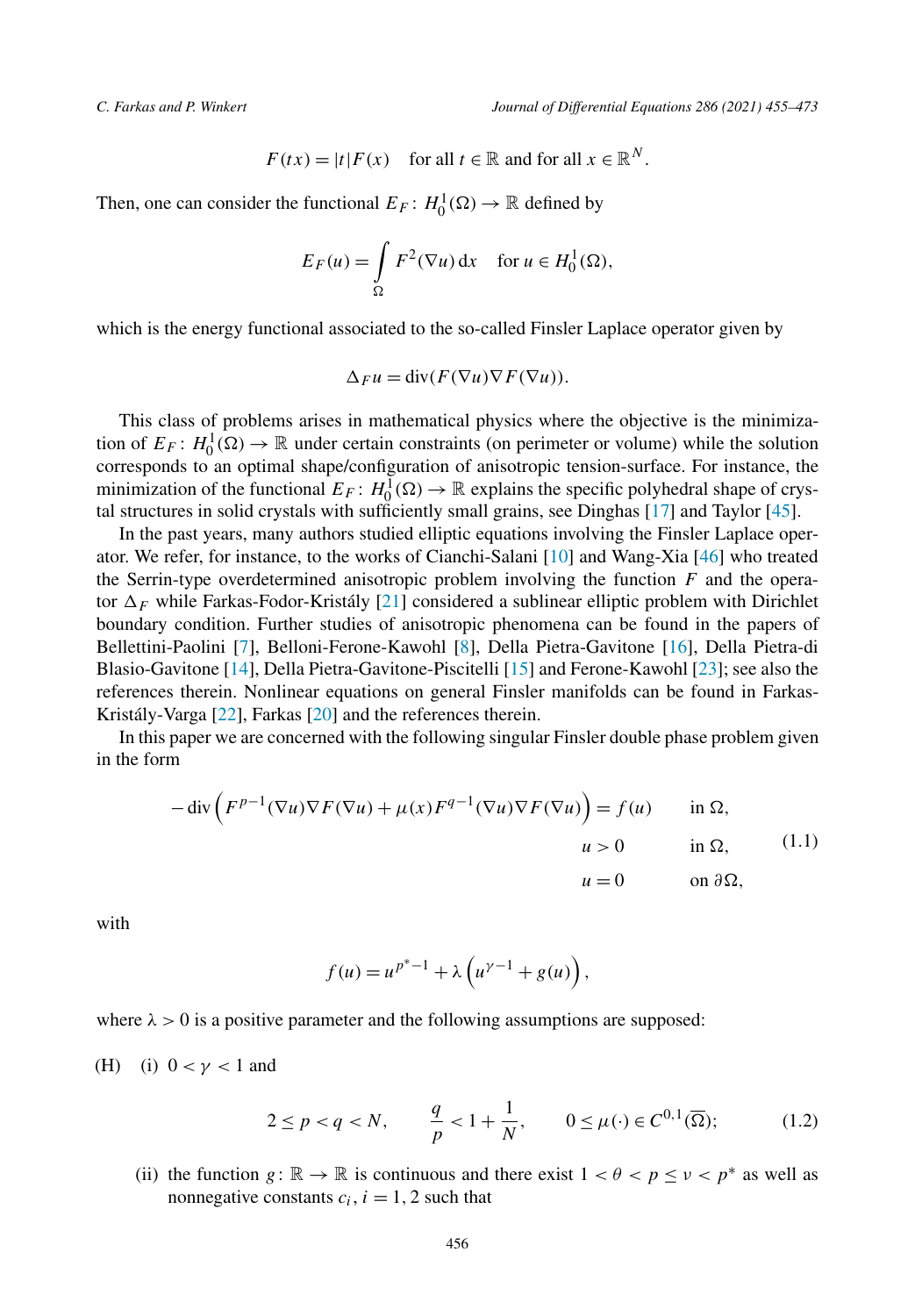$$F(tx) = |t|F(x) \quad \text{for all } t \in \mathbb{R} \text{ and for all } x \in \mathbb{R}^N.$$

Then, one can consider the functional $E_F \colon H_0^1(\Omega) \to \mathbb{R}$ defined by

$$E_F(u) = \int_\Omega F^2(\nabla u)\, \mathrm{d}x \quad \text{for } u \in H_0^1(\Omega),$$

which is the energy functional associated to the so-called Finsler Laplace operator given by

$$\Delta_F u = \operatorname{div}(F(\nabla u)\nabla F(\nabla u)).$$

This class of problems arises in mathematical physics where the objective is the minimization of $E_F \colon H_0^1(\Omega) \to \mathbb{R}$ under certain constraints (on perimeter or volume) while the solution corresponds to an optimal shape/configuration of anisotropic tension-surface. For instance, the minimization of the functional $E_F \colon H_0^1(\Omega) \to \mathbb{R}$ explains the specific polyhedral shape of crystal structures in solid crystals with sufficiently small grains, see Dinghas [17] and Taylor [45].

In the past years, many authors studied elliptic equations involving the Finsler Laplace operator. We refer, for instance, to the works of Cianchi-Salani [10] and Wang-Xia [46] who treated the Serrin-type overdetermined anisotropic problem involving the function $F$ and the operator $\Delta_F$ while Farkas-Fodor-Kristály [21] considered a sublinear elliptic problem with Dirichlet boundary condition. Further studies of anisotropic phenomena can be found in the papers of Bellettini-Paolini [7], Belloni-Ferone-Kawohl [8], Della Pietra-Gavitone [16], Della Pietra-di Blasio-Gavitone [14], Della Pietra-Gavitone-Piscitelli [15] and Ferone-Kawohl [23]; see also the references therein. Nonlinear equations on general Finsler manifolds can be found in Farkas-Kristály-Varga [22], Farkas [20] and the references therein.

In this paper we are concerned with the following singular Finsler double phase problem given in the form

$$\begin{aligned}
-\operatorname{div}\left(F^{p-1}(\nabla u)\nabla F(\nabla u) + \mu(x)F^{q-1}(\nabla u)\nabla F(\nabla u)\right) &= f(u) \qquad && \text{in } \Omega,\\
u &> 0 && \text{in } \Omega,\\
u &= 0 && \text{on } \partial\Omega,
\end{aligned} \tag{1.1}$$

with

$$f(u) = u^{p^*-1} + \lambda\left(u^{\gamma-1} + g(u)\right),$$

where $\lambda > 0$ is a positive parameter and the following assumptions are supposed:

(H) (i) $0 < \gamma < 1$ and

$$2 \le p < q < N, \qquad \frac{q}{p} < 1 + \frac{1}{N}, \qquad 0 \le \mu(\cdot) \in C^{0,1}(\overline{\Omega}); \tag{1.2}$$

(ii) the function $g \colon \mathbb{R} \to \mathbb{R}$ is continuous and there exist $1 < \theta < p \le \nu < p^*$ as well as nonnegative constants $c_i$, $i = 1, 2$ such that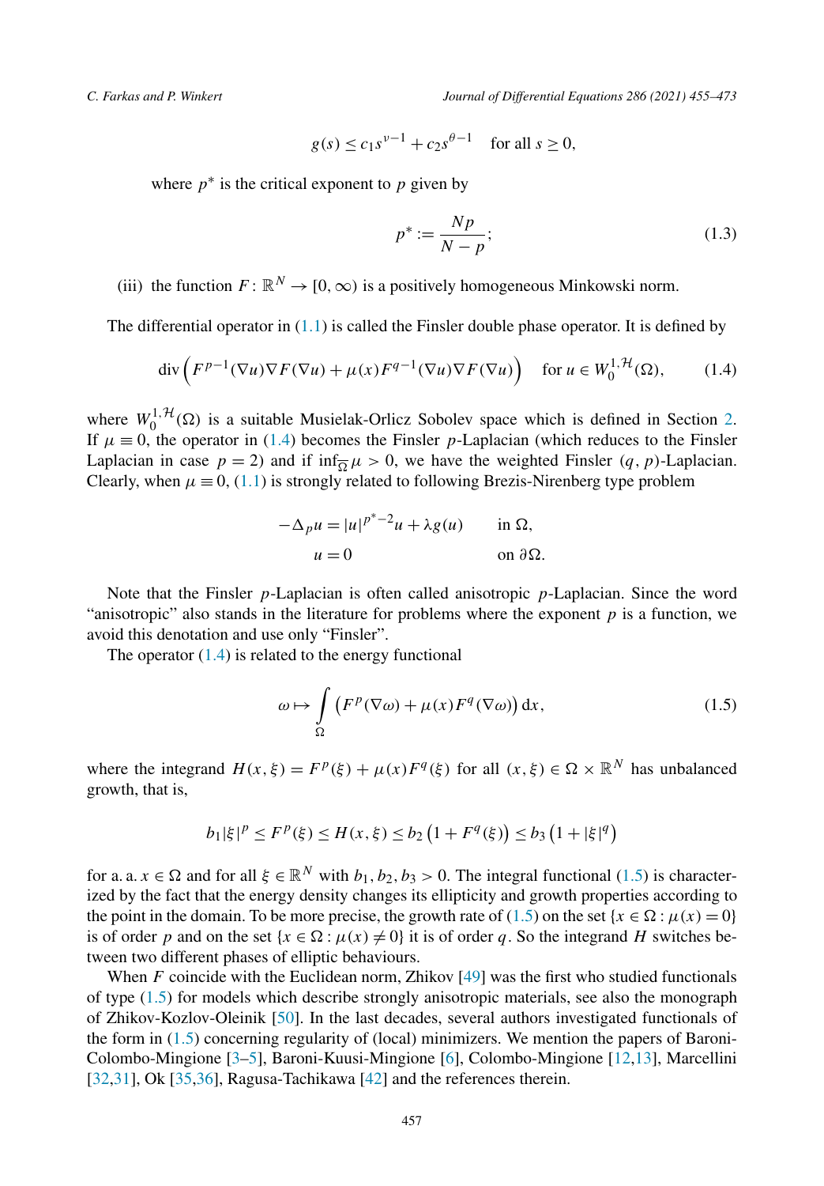$$g(s) \le c_1 s^{\nu-1} + c_2 s^{\theta-1} \quad \text{for all } s \ge 0,$$

where $p^*$ is the critical exponent to $p$ given by

$$p^* := \frac{Np}{N-p}; \tag{1.3}$$

(iii) the function $F\colon \mathbb{R}^N \to [0,\infty)$ is a positively homogeneous Minkowski norm.

The differential operator in (1.1) is called the Finsler double phase operator. It is defined by

$$\operatorname{div}\Big(F^{p-1}(\nabla u)\nabla F(\nabla u) + \mu(x) F^{q-1}(\nabla u)\nabla F(\nabla u)\Big) \quad \text{for } u \in W_0^{1,\mathcal{H}}(\Omega), \tag{1.4}$$

where $W_0^{1,\mathcal{H}}(\Omega)$ is a suitable Musielak-Orlicz Sobolev space which is defined in Section 2. If $\mu \equiv 0$, the operator in (1.4) becomes the Finsler $p$-Laplacian (which reduces to the Finsler Laplacian in case $p=2$) and if $\inf_{\overline{\Omega}} \mu > 0$, we have the weighted Finsler $(q,p)$-Laplacian. Clearly, when $\mu \equiv 0$, (1.1) is strongly related to following Brezis-Nirenberg type problem

$$\begin{aligned} -\Delta_p u &= |u|^{p^*-2}u + \lambda g(u) \qquad && \text{in } \Omega,\\ u &= 0 && \text{on } \partial\Omega. \end{aligned}$$

Note that the Finsler $p$-Laplacian is often called anisotropic $p$-Laplacian. Since the word "anisotropic" also stands in the literature for problems where the exponent $p$ is a function, we avoid this denotation and use only "Finsler".

The operator (1.4) is related to the energy functional

$$\omega \mapsto \int_\Omega \big(F^p(\nabla\omega) + \mu(x) F^q(\nabla\omega)\big)\,\mathrm{d}x, \tag{1.5}$$

where the integrand $H(x,\xi) = F^p(\xi) + \mu(x)F^q(\xi)$ for all $(x,\xi) \in \Omega \times \mathbb{R}^N$ has unbalanced growth, that is,

$$b_1|\xi|^p \le F^p(\xi) \le H(x,\xi) \le b_2\left(1 + F^q(\xi)\right) \le b_3\left(1 + |\xi|^q\right)$$

for a. a. $x \in \Omega$ and for all $\xi \in \mathbb{R}^N$ with $b_1, b_2, b_3 > 0$. The integral functional (1.5) is characterized by the fact that the energy density changes its ellipticity and growth properties according to the point in the domain. To be more precise, the growth rate of (1.5) on the set $\{x \in \Omega : \mu(x) = 0\}$ is of order $p$ and on the set $\{x \in \Omega : \mu(x) \neq 0\}$ it is of order $q$. So the integrand $H$ switches between two different phases of elliptic behaviours.

When $F$ coincide with the Euclidean norm, Zhikov [49] was the first who studied functionals of type (1.5) for models which describe strongly anisotropic materials, see also the monograph of Zhikov-Kozlov-Oleinik [50]. In the last decades, several authors investigated functionals of the form in (1.5) concerning regularity of (local) minimizers. We mention the papers of Baroni-Colombo-Mingione [3–5], Baroni-Kuusi-Mingione [6], Colombo-Mingione [12,13], Marcellini [32,31], Ok [35,36], Ragusa-Tachikawa [42] and the references therein.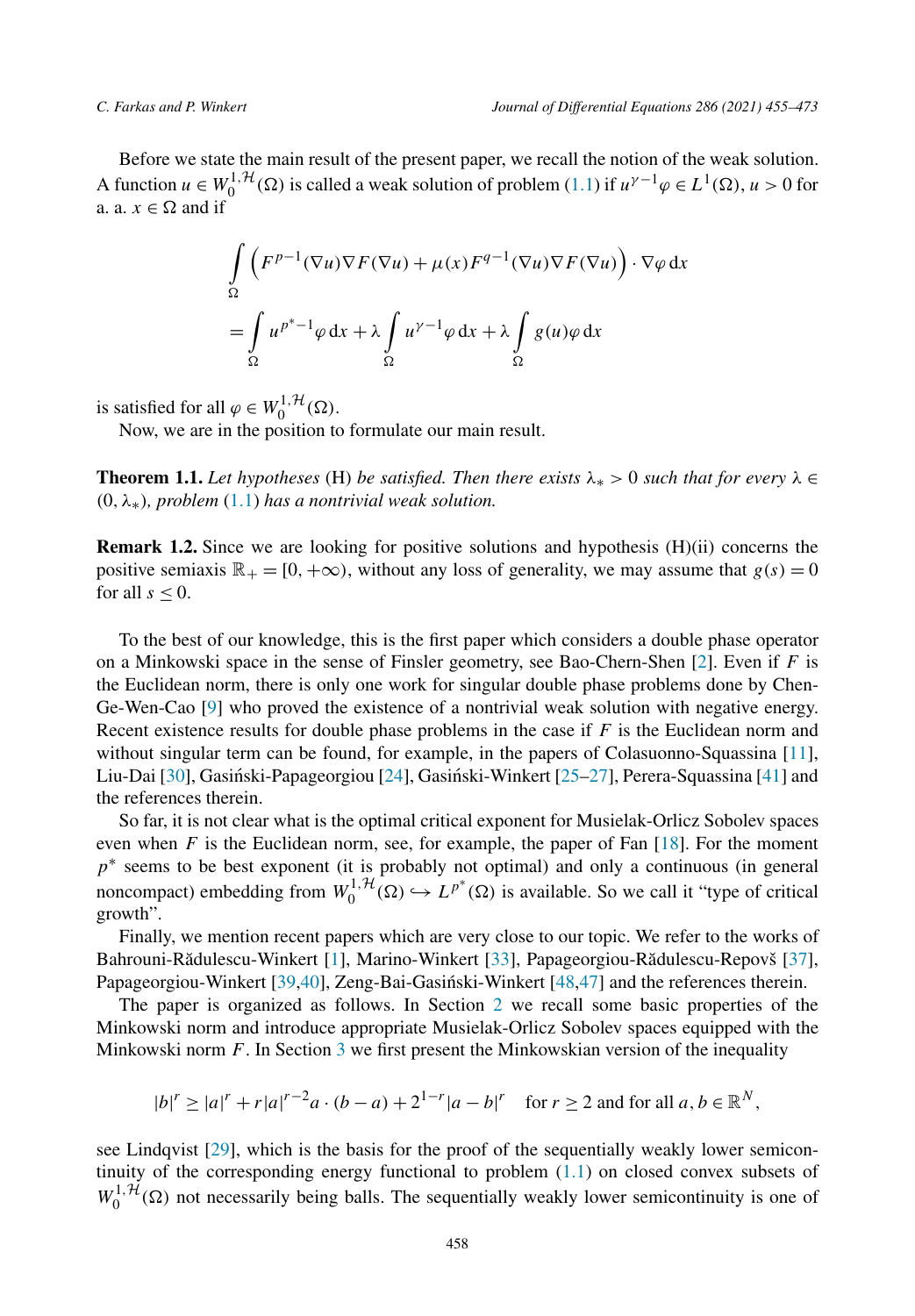Before we state the main result of the present paper, we recall the notion of the weak solution. A function $u \in W_0^{1,\mathcal{H}}(\Omega)$ is called a weak solution of problem (1.1) if $u^{\gamma-1}\varphi \in L^1(\Omega)$, $u > 0$ for a. a. $x \in \Omega$ and if

$$
\begin{aligned}
&\int_\Omega \left( F^{p-1}(\nabla u)\nabla F(\nabla u) + \mu(x) F^{q-1}(\nabla u)\nabla F(\nabla u) \right) \cdot \nabla \varphi \, \mathrm{d}x \\
&= \int_\Omega u^{p^*-1}\varphi \, \mathrm{d}x + \lambda \int_\Omega u^{\gamma-1}\varphi \, \mathrm{d}x + \lambda \int_\Omega g(u)\varphi \, \mathrm{d}x
\end{aligned}
$$

is satisfied for all $\varphi \in W_0^{1,\mathcal{H}}(\Omega)$.

Now, we are in the position to formulate our main result.

**Theorem 1.1.** *Let hypotheses* (H) *be satisfied. Then there exists* $\lambda_* > 0$ *such that for every* $\lambda \in (0, \lambda_*)$*, problem* (1.1) *has a nontrivial weak solution.*

**Remark 1.2.** Since we are looking for positive solutions and hypothesis (H)(ii) concerns the positive semiaxis $\mathbb{R}_+ = [0, +\infty)$, without any loss of generality, we may assume that $g(s) = 0$ for all $s \leq 0$.

To the best of our knowledge, this is the first paper which considers a double phase operator on a Minkowski space in the sense of Finsler geometry, see Bao-Chern-Shen [2]. Even if $F$ is the Euclidean norm, there is only one work for singular double phase problems done by Chen-Ge-Wen-Cao [9] who proved the existence of a nontrivial weak solution with negative energy. Recent existence results for double phase problems in the case if $F$ is the Euclidean norm and without singular term can be found, for example, in the papers of Colasuonno-Squassina [11], Liu-Dai [30], Gasiński-Papageorgiou [24], Gasiński-Winkert [25–27], Perera-Squassina [41] and the references therein.

So far, it is not clear what is the optimal critical exponent for Musielak-Orlicz Sobolev spaces even when $F$ is the Euclidean norm, see, for example, the paper of Fan [18]. For the moment $p^*$ seems to be best exponent (it is probably not optimal) and only a continuous (in general noncompact) embedding from $W_0^{1,\mathcal{H}}(\Omega) \hookrightarrow L^{p^*}(\Omega)$ is available. So we call it "type of critical growth".

Finally, we mention recent papers which are very close to our topic. We refer to the works of Bahrouni-Rădulescu-Winkert [1], Marino-Winkert [33], Papageorgiou-Rădulescu-Repovš [37], Papageorgiou-Winkert [39,40], Zeng-Bai-Gasiński-Winkert [48,47] and the references therein.

The paper is organized as follows. In Section 2 we recall some basic properties of the Minkowski norm and introduce appropriate Musielak-Orlicz Sobolev spaces equipped with the Minkowski norm $F$. In Section 3 we first present the Minkowskian version of the inequality

$$
|b|^r \geq |a|^r + r|a|^{r-2}a \cdot (b-a) + 2^{1-r}|a-b|^r \quad \text{for } r \geq 2 \text{ and for all } a, b \in \mathbb{R}^N,
$$

see Lindqvist [29], which is the basis for the proof of the sequentially weakly lower semicontinuity of the corresponding energy functional to problem (1.1) on closed convex subsets of $W_0^{1,\mathcal{H}}(\Omega)$ not necessarily being balls. The sequentially weakly lower semicontinuity is one of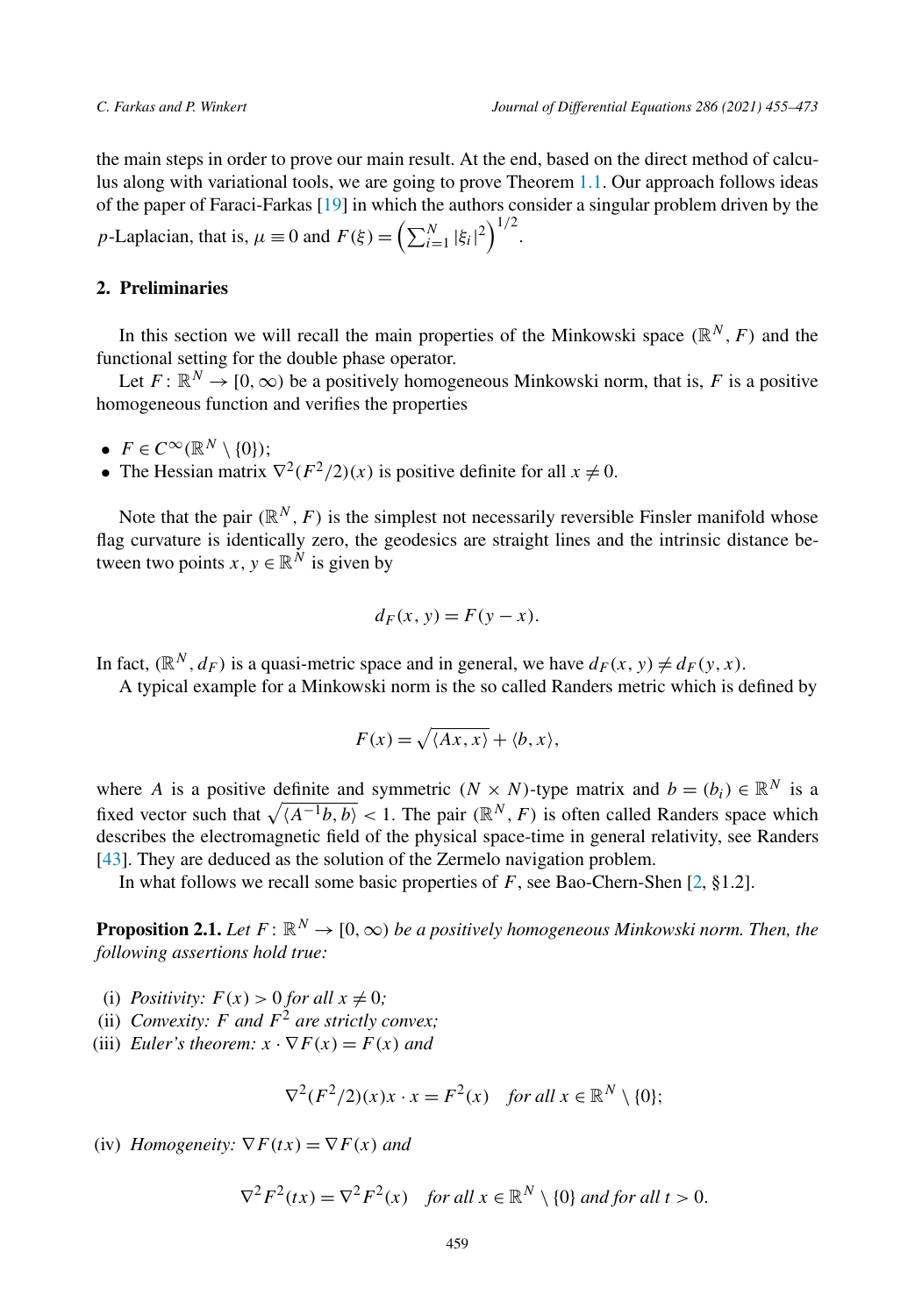the main steps in order to prove our main result. At the end, based on the direct method of calculus along with variational tools, we are going to prove Theorem 1.1. Our approach follows ideas of the paper of Faraci-Farkas [19] in which the authors consider a singular problem driven by the $p$-Laplacian, that is, $\mu \equiv 0$ and $F(\xi) = \left(\sum_{i=1}^{N} |\xi_i|^2\right)^{1/2}$.

## 2. Preliminaries

In this section we will recall the main properties of the Minkowski space $(\mathbb{R}^N, F)$ and the functional setting for the double phase operator.

Let $F: \mathbb{R}^N \to [0, \infty)$ be a positively homogeneous Minkowski norm, that is, $F$ is a positive homogeneous function and verifies the properties

- $F \in C^\infty(\mathbb{R}^N \setminus \{0\})$;
- The Hessian matrix $\nabla^2(F^2/2)(x)$ is positive definite for all $x \neq 0$.

Note that the pair $(\mathbb{R}^N, F)$ is the simplest not necessarily reversible Finsler manifold whose flag curvature is identically zero, the geodesics are straight lines and the intrinsic distance between two points $x, y \in \mathbb{R}^N$ is given by

$$d_F(x, y) = F(y - x).$$

In fact, $(\mathbb{R}^N, d_F)$ is a quasi-metric space and in general, we have $d_F(x, y) \neq d_F(y, x)$.

A typical example for a Minkowski norm is the so called Randers metric which is defined by

$$F(x) = \sqrt{\langle Ax, x\rangle} + \langle b, x\rangle,$$

where $A$ is a positive definite and symmetric $(N \times N)$-type matrix and $b = (b_i) \in \mathbb{R}^N$ is a fixed vector such that $\sqrt{\langle A^{-1}b, b\rangle} < 1$. The pair $(\mathbb{R}^N, F)$ is often called Randers space which describes the electromagnetic field of the physical space-time in general relativity, see Randers [43]. They are deduced as the solution of the Zermelo navigation problem.

In what follows we recall some basic properties of $F$, see Bao-Chern-Shen [2, §1.2].

**Proposition 2.1.** *Let $F: \mathbb{R}^N \to [0, \infty)$ be a positively homogeneous Minkowski norm. Then, the following assertions hold true:*

(i) *Positivity: $F(x) > 0$ for all $x \neq 0$;*
(ii) *Convexity: $F$ and $F^2$ are strictly convex;*
(iii) *Euler's theorem: $x \cdot \nabla F(x) = F(x)$ and*

$$\nabla^2(F^2/2)(x)x \cdot x = F^2(x) \quad \text{for all } x \in \mathbb{R}^N \setminus \{0\};$$

(iv) *Homogeneity: $\nabla F(tx) = \nabla F(x)$ and*

$$\nabla^2 F^2(tx) = \nabla^2 F^2(x) \quad \text{for all } x \in \mathbb{R}^N \setminus \{0\} \text{ and for all } t > 0.$$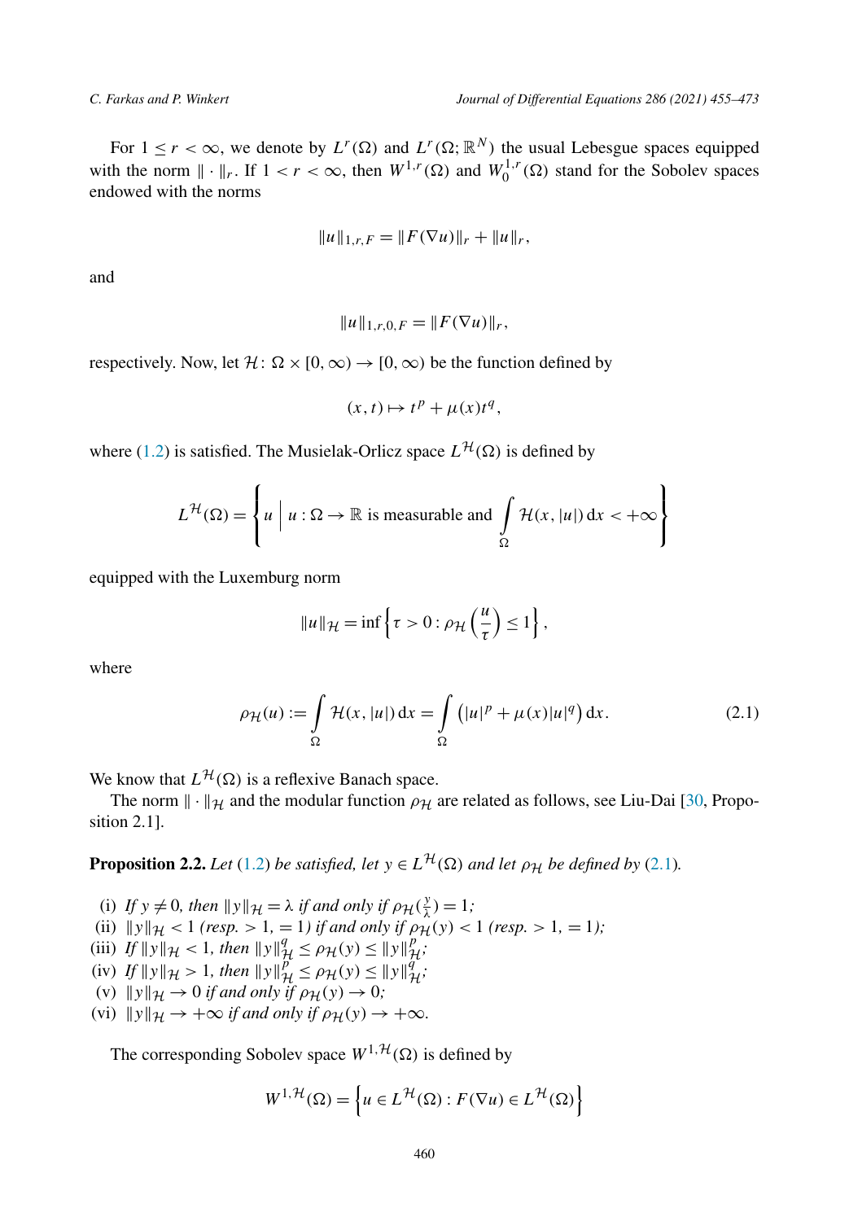For $1 \le r < \infty$, we denote by $L^r(\Omega)$ and $L^r(\Omega; \mathbb{R}^N)$ the usual Lebesgue spaces equipped with the norm $\|\cdot\|_r$. If $1 < r < \infty$, then $W^{1,r}(\Omega)$ and $W_0^{1,r}(\Omega)$ stand for the Sobolev spaces endowed with the norms

$$\|u\|_{1,r,F} = \|F(\nabla u)\|_r + \|u\|_r,$$

and

$$\|u\|_{1,r,0,F} = \|F(\nabla u)\|_r,$$

respectively. Now, let $\mathcal{H} \colon \Omega \times [0, \infty) \to [0, \infty)$ be the function defined by

$$(x, t) \mapsto t^p + \mu(x) t^q,$$

where (1.2) is satisfied. The Musielak-Orlicz space $L^{\mathcal{H}}(\Omega)$ is defined by

$$L^{\mathcal{H}}(\Omega) = \left\{ u \;\middle|\; u : \Omega \to \mathbb{R} \text{ is measurable and } \int_\Omega \mathcal{H}(x, |u|)\, \mathrm{d}x < +\infty \right\}$$

equipped with the Luxemburg norm

$$\|u\|_{\mathcal{H}} = \inf\left\{ \tau > 0 : \rho_{\mathcal{H}}\left(\frac{u}{\tau}\right) \le 1 \right\},$$

where

$$\rho_{\mathcal{H}}(u) := \int_\Omega \mathcal{H}(x, |u|)\, \mathrm{d}x = \int_\Omega \left( |u|^p + \mu(x)|u|^q \right) \mathrm{d}x. \tag{2.1}$$

We know that $L^{\mathcal{H}}(\Omega)$ is a reflexive Banach space.

The norm $\|\cdot\|_{\mathcal{H}}$ and the modular function $\rho_{\mathcal{H}}$ are related as follows, see Liu-Dai [30, Proposition 2.1].

**Proposition 2.2.** *Let* (1.2) *be satisfied, let $y \in L^{\mathcal{H}}(\Omega)$ and let $\rho_{\mathcal{H}}$ be defined by* (2.1)*.*

(i) *If $y \neq 0$, then $\|y\|_{\mathcal{H}} = \lambda$ if and only if $\rho_{\mathcal{H}}(\frac{y}{\lambda}) = 1$;*
(ii) *$\|y\|_{\mathcal{H}} < 1$ (resp. $> 1$, $= 1$) if and only if $\rho_{\mathcal{H}}(y) < 1$ (resp. $> 1$, $= 1$);*
(iii) *If $\|y\|_{\mathcal{H}} < 1$, then $\|y\|_{\mathcal{H}}^q \le \rho_{\mathcal{H}}(y) \le \|y\|_{\mathcal{H}}^p$;*
(iv) *If $\|y\|_{\mathcal{H}} > 1$, then $\|y\|_{\mathcal{H}}^p \le \rho_{\mathcal{H}}(y) \le \|y\|_{\mathcal{H}}^q$;*
(v) *$\|y\|_{\mathcal{H}} \to 0$ if and only if $\rho_{\mathcal{H}}(y) \to 0$;*
(vi) *$\|y\|_{\mathcal{H}} \to +\infty$ if and only if $\rho_{\mathcal{H}}(y) \to +\infty$.*

The corresponding Sobolev space $W^{1,\mathcal{H}}(\Omega)$ is defined by

$$W^{1,\mathcal{H}}(\Omega) = \left\{ u \in L^{\mathcal{H}}(\Omega) : F(\nabla u) \in L^{\mathcal{H}}(\Omega) \right\}$$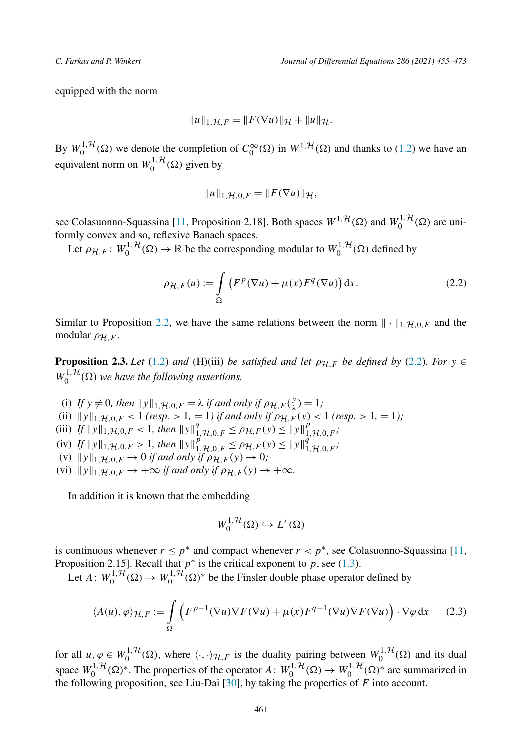equipped with the norm

$$\|u\|_{1,\mathcal{H},F} = \|F(\nabla u)\|_{\mathcal{H}} + \|u\|_{\mathcal{H}}.$$

By $W_0^{1,\mathcal{H}}(\Omega)$ we denote the completion of $C_0^\infty(\Omega)$ in $W^{1,\mathcal{H}}(\Omega)$ and thanks to (1.2) we have an equivalent norm on $W_0^{1,\mathcal{H}}(\Omega)$ given by

$$\|u\|_{1,\mathcal{H},0,F} = \|F(\nabla u)\|_{\mathcal{H}},$$

see Colasuonno-Squassina [11, Proposition 2.18]. Both spaces $W^{1,\mathcal{H}}(\Omega)$ and $W_0^{1,\mathcal{H}}(\Omega)$ are uniformly convex and so, reflexive Banach spaces.

Let $\rho_{\mathcal{H},F} \colon W_0^{1,\mathcal{H}}(\Omega) \to \mathbb{R}$ be the corresponding modular to $W_0^{1,\mathcal{H}}(\Omega)$ defined by

$$\rho_{\mathcal{H},F}(u) := \int_\Omega \left(F^p(\nabla u) + \mu(x)F^q(\nabla u)\right) \mathrm{d}x. \tag{2.2}$$

Similar to Proposition 2.2, we have the same relations between the norm $\|\cdot\|_{1,\mathcal{H},0,F}$ and the modular $\rho_{\mathcal{H},F}$.

**Proposition 2.3.** *Let* (1.2) *and* (H)(iii) *be satisfied and let* $\rho_{\mathcal{H},F}$ *be defined by* (2.2)*. For* $y \in W_0^{1,\mathcal{H}}(\Omega)$ *we have the following assertions.*

(i) *If* $y \neq 0$*, then* $\|y\|_{1,\mathcal{H},0,F} = \lambda$ *if and only if* $\rho_{\mathcal{H},F}(\frac{y}{\lambda}) = 1$*;*
(ii) $\|y\|_{1,\mathcal{H},0,F} < 1$ *(resp.* $> 1$, $= 1$*) if and only if* $\rho_{\mathcal{H},F}(y) < 1$ *(resp.* $> 1$, $= 1$*);*
(iii) *If* $\|y\|_{1,\mathcal{H},0,F} < 1$*, then* $\|y\|^q_{1,\mathcal{H},0,F} \leq \rho_{\mathcal{H},F}(y) \leq \|y\|^p_{1,\mathcal{H},0,F}$*;*
(iv) *If* $\|y\|_{1,\mathcal{H},0,F} > 1$*, then* $\|y\|^p_{1,\mathcal{H},0,F} \leq \rho_{\mathcal{H},F}(y) \leq \|y\|^q_{1,\mathcal{H},0,F}$*;*
(v) $\|y\|_{1,\mathcal{H},0,F} \to 0$ *if and only if* $\rho_{\mathcal{H},F}(y) \to 0$*;*
(vi) $\|y\|_{1,\mathcal{H},0,F} \to +\infty$ *if and only if* $\rho_{\mathcal{H},F}(y) \to +\infty$*.*

In addition it is known that the embedding

$$W_0^{1,\mathcal{H}}(\Omega) \hookrightarrow L^r(\Omega)$$

is continuous whenever $r \leq p^*$ and compact whenever $r < p^*$, see Colasuonno-Squassina [11, Proposition 2.15]. Recall that $p^*$ is the critical exponent to $p$, see (1.3).

Let $A \colon W_0^{1,\mathcal{H}}(\Omega) \to W_0^{1,\mathcal{H}}(\Omega)^*$ be the Finsler double phase operator defined by

$$\langle A(u), \varphi\rangle_{\mathcal{H},F} := \int_\Omega \left(F^{p-1}(\nabla u)\nabla F(\nabla u) + \mu(x)F^{q-1}(\nabla u)\nabla F(\nabla u)\right) \cdot \nabla\varphi \,\mathrm{d}x \tag{2.3}$$

for all $u, \varphi \in W_0^{1,\mathcal{H}}(\Omega)$, where $\langle\cdot,\cdot\rangle_{\mathcal{H},F}$ is the duality pairing between $W_0^{1,\mathcal{H}}(\Omega)$ and its dual space $W_0^{1,\mathcal{H}}(\Omega)^*$. The properties of the operator $A \colon W_0^{1,\mathcal{H}}(\Omega) \to W_0^{1,\mathcal{H}}(\Omega)^*$ are summarized in the following proposition, see Liu-Dai [30], by taking the properties of $F$ into account.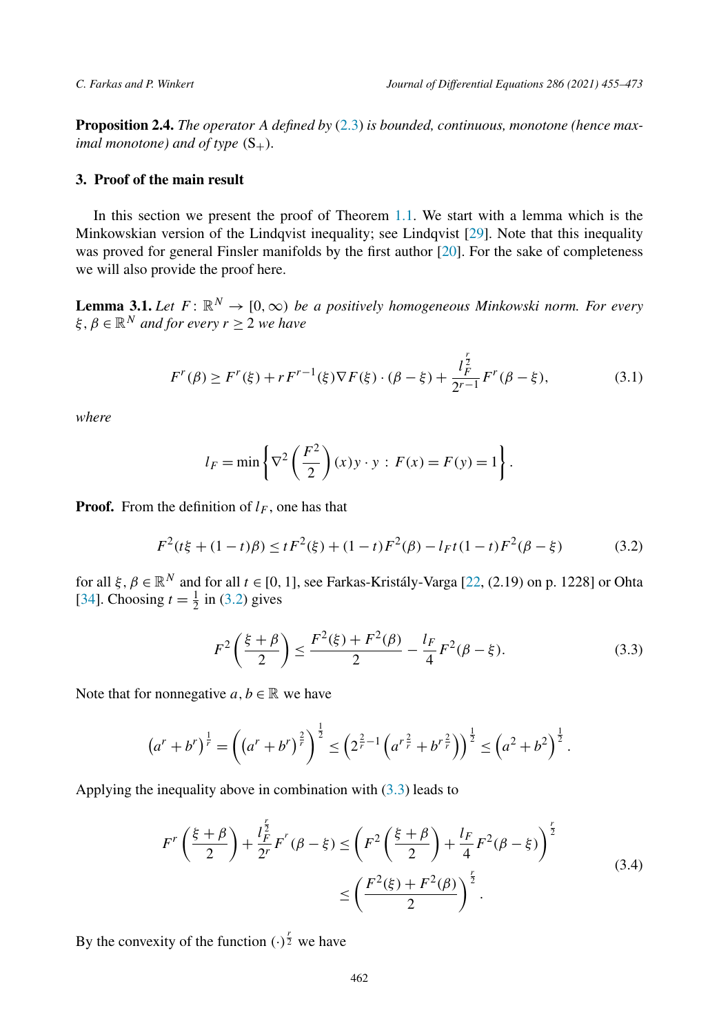**Proposition 2.4.** *The operator $A$ defined by* (2.3) *is bounded, continuous, monotone (hence maximal monotone) and of type* $(\mathrm{S}_+)$.

## 3. Proof of the main result

In this section we present the proof of Theorem 1.1. We start with a lemma which is the Minkowskian version of the Lindqvist inequality; see Lindqvist [29]. Note that this inequality was proved for general Finsler manifolds by the first author [20]. For the sake of completeness we will also provide the proof here.

**Lemma 3.1.** *Let $F\colon \mathbb{R}^N \to [0,\infty)$ be a positively homogeneous Minkowski norm. For every $\xi, \beta \in \mathbb{R}^N$ and for every $r \geq 2$ we have*

$$F^r(\beta) \geq F^r(\xi) + rF^{r-1}(\xi)\nabla F(\xi)\cdot(\beta-\xi) + \frac{l_F^{\frac{r}{2}}}{2^{r-1}}F^r(\beta-\xi), \tag{3.1}$$

*where*

$$l_F = \min\left\{\nabla^2\left(\frac{F^2}{2}\right)(x)y\cdot y \,:\, F(x)=F(y)=1\right\}.$$

**Proof.** From the definition of $l_F$, one has that

$$F^2(t\xi+(1-t)\beta) \leq tF^2(\xi)+(1-t)F^2(\beta)-l_Ft(1-t)F^2(\beta-\xi) \tag{3.2}$$

for all $\xi, \beta \in \mathbb{R}^N$ and for all $t \in [0,1]$, see Farkas-Kristály-Varga [22, (2.19) on p. 1228] or Ohta [34]. Choosing $t=\frac{1}{2}$ in (3.2) gives

$$F^2\left(\frac{\xi+\beta}{2}\right) \leq \frac{F^2(\xi)+F^2(\beta)}{2} - \frac{l_F}{4}F^2(\beta-\xi). \tag{3.3}$$

Note that for nonnegative $a, b \in \mathbb{R}$ we have

$$\left(a^r+b^r\right)^{\frac{1}{r}} = \left(\left(a^r+b^r\right)^{\frac{2}{r}}\right)^{\frac{1}{2}} \leq \left(2^{\frac{2}{r}-1}\left(a^{r\frac{2}{r}}+b^{r\frac{2}{r}}\right)\right)^{\frac{1}{2}} \leq \left(a^2+b^2\right)^{\frac{1}{2}}.$$

Applying the inequality above in combination with (3.3) leads to

$$\begin{aligned}
F^r\left(\frac{\xi+\beta}{2}\right)+\frac{l_F^{\frac{r}{2}}}{2^r}F^r(\beta-\xi) &\leq \left(F^2\left(\frac{\xi+\beta}{2}\right)+\frac{l_F}{4}F^2(\beta-\xi)\right)^{\frac{r}{2}} \\
&\leq \left(\frac{F^2(\xi)+F^2(\beta)}{2}\right)^{\frac{r}{2}}.
\end{aligned} \tag{3.4}$$

By the convexity of the function $(\cdot)^{\frac{r}{2}}$ we have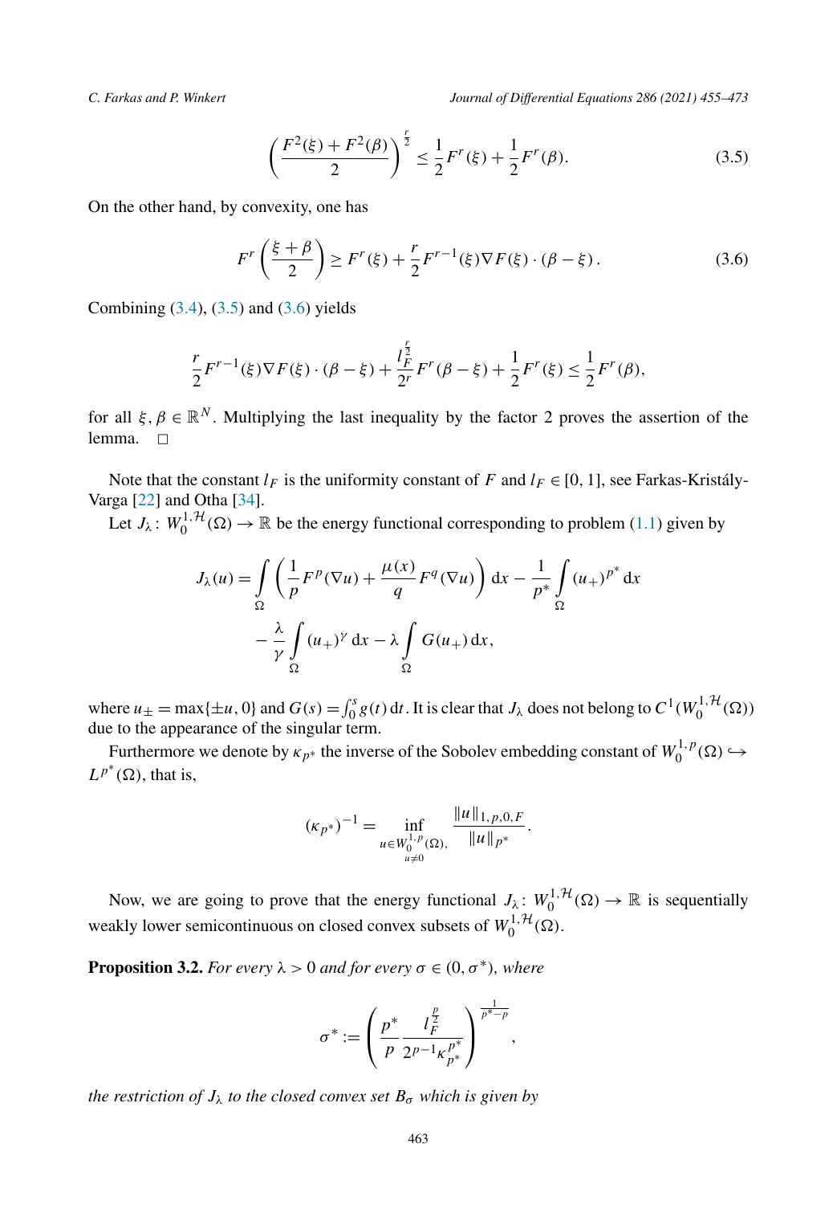$$\left(\frac{F^2(\xi)+F^2(\beta)}{2}\right)^{\frac{r}{2}} \leq \frac{1}{2}F^r(\xi)+\frac{1}{2}F^r(\beta). \tag{3.5}$$

On the other hand, by convexity, one has

$$F^r\left(\frac{\xi+\beta}{2}\right) \geq F^r(\xi)+\frac{r}{2}F^{r-1}(\xi)\nabla F(\xi)\cdot(\beta-\xi). \tag{3.6}$$

Combining (3.4), (3.5) and (3.6) yields

$$\frac{r}{2}F^{r-1}(\xi)\nabla F(\xi)\cdot(\beta-\xi)+\frac{l_F^{\frac{r}{2}}}{2^r}F^r(\beta-\xi)+\frac{1}{2}F^r(\xi)\leq\frac{1}{2}F^r(\beta),$$

for all $\xi,\beta\in\mathbb{R}^N$. Multiplying the last inequality by the factor 2 proves the assertion of the lemma. $\square$

Note that the constant $l_F$ is the uniformity constant of $F$ and $l_F\in[0,1]$, see Farkas-Kristály-Varga [22] and Otha [34].

Let $J_\lambda\colon W_0^{1,\mathcal{H}}(\Omega)\to\mathbb{R}$ be the energy functional corresponding to problem (1.1) given by

$$\begin{aligned} J_\lambda(u) = & \int_\Omega \left(\frac{1}{p}F^p(\nabla u)+\frac{\mu(x)}{q}F^q(\nabla u)\right)\mathrm{d}x-\frac{1}{p^*}\int_\Omega (u_+)^{p^*}\,\mathrm{d}x \\ & -\frac{\lambda}{\gamma}\int_\Omega (u_+)^\gamma\,\mathrm{d}x-\lambda\int_\Omega G(u_+)\,\mathrm{d}x, \end{aligned}$$

where $u_\pm=\max\{\pm u,0\}$ and $G(s)=\int_0^s g(t)\,\mathrm{d}t$. It is clear that $J_\lambda$ does not belong to $C^1(W_0^{1,\mathcal{H}}(\Omega))$ due to the appearance of the singular term.

Furthermore we denote by $\kappa_{p^*}$ the inverse of the Sobolev embedding constant of $W_0^{1,p}(\Omega)\hookrightarrow L^{p^*}(\Omega)$, that is,

$$(\kappa_{p^*})^{-1}=\inf_{\substack{u\in W_0^{1,p}(\Omega),\\ u\neq 0}}\frac{\|u\|_{1,p,0,F}}{\|u\|_{p^*}}.$$

Now, we are going to prove that the energy functional $J_\lambda\colon W_0^{1,\mathcal{H}}(\Omega)\to\mathbb{R}$ is sequentially weakly lower semicontinuous on closed convex subsets of $W_0^{1,\mathcal{H}}(\Omega)$.

**Proposition 3.2.** *For every $\lambda>0$ and for every $\sigma\in(0,\sigma^*)$, where*

$$\sigma^*:=\left(\frac{p^*}{p}\frac{l_F^{\frac{p}{2}}}{2^{p-1}\kappa_{p^*}^{p^*}}\right)^{\frac{1}{p^*-p}},$$

*the restriction of $J_\lambda$ to the closed convex set $B_\sigma$ which is given by*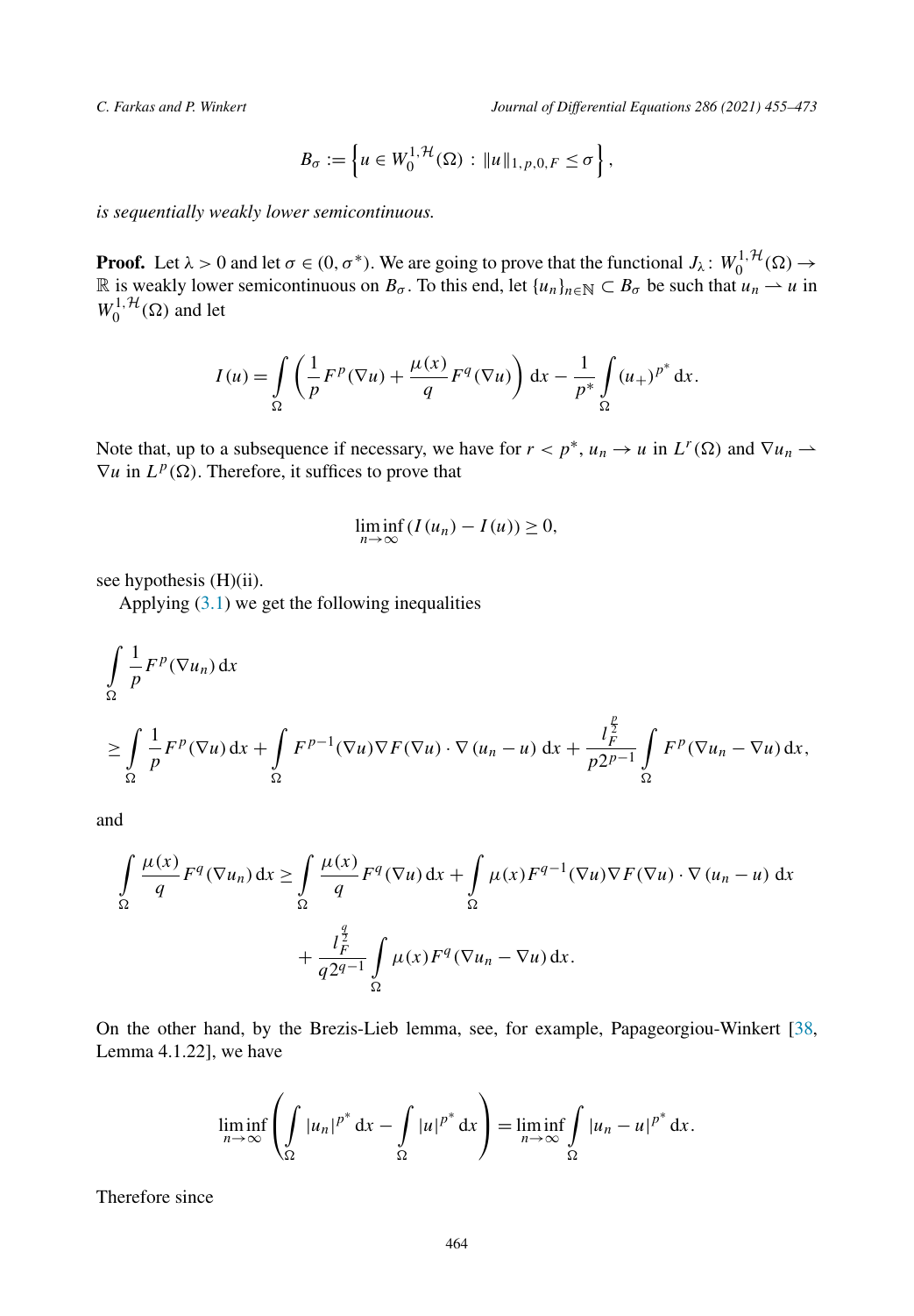$$B_\sigma := \left\{ u \in W_0^{1,\mathcal{H}}(\Omega) : \|u\|_{1,p,0,F} \le \sigma \right\},$$

*is sequentially weakly lower semicontinuous.*

**Proof.** Let $\lambda > 0$ and let $\sigma \in (0, \sigma^*)$. We are going to prove that the functional $J_\lambda \colon W_0^{1,\mathcal{H}}(\Omega) \to \mathbb{R}$ is weakly lower semicontinuous on $B_\sigma$. To this end, let $\{u_n\}_{n\in\mathbb{N}} \subset B_\sigma$ be such that $u_n \rightharpoonup u$ in $W_0^{1,\mathcal{H}}(\Omega)$ and let

$$I(u) = \int_\Omega \left( \frac{1}{p} F^p(\nabla u) + \frac{\mu(x)}{q} F^q(\nabla u) \right) \mathrm{d}x - \frac{1}{p^*} \int_\Omega (u_+)^{p^*} \mathrm{d}x.$$

Note that, up to a subsequence if necessary, we have for $r < p^*$, $u_n \to u$ in $L^r(\Omega)$ and $\nabla u_n \rightharpoonup \nabla u$ in $L^p(\Omega)$. Therefore, it suffices to prove that

$$\liminf_{n\to\infty} (I(u_n) - I(u)) \ge 0,$$

see hypothesis (H)(ii).

Applying (3.1) we get the following inequalities

$$\begin{aligned}
&\int_\Omega \frac{1}{p} F^p(\nabla u_n)\,\mathrm{d}x \\
&\ge \int_\Omega \frac{1}{p} F^p(\nabla u)\,\mathrm{d}x + \int_\Omega F^{p-1}(\nabla u) \nabla F(\nabla u) \cdot \nabla (u_n - u)\,\mathrm{d}x + \frac{l_F^{\frac{p}{2}}}{p 2^{p-1}} \int_\Omega F^p(\nabla u_n - \nabla u)\,\mathrm{d}x,
\end{aligned}$$

and

$$\begin{aligned}
\int_\Omega \frac{\mu(x)}{q} F^q(\nabla u_n)\,\mathrm{d}x \ge& \int_\Omega \frac{\mu(x)}{q} F^q(\nabla u)\,\mathrm{d}x + \int_\Omega \mu(x) F^{q-1}(\nabla u) \nabla F(\nabla u) \cdot \nabla (u_n - u)\,\mathrm{d}x \\
&+ \frac{l_F^{\frac{q}{2}}}{q 2^{q-1}} \int_\Omega \mu(x) F^q(\nabla u_n - \nabla u)\,\mathrm{d}x.
\end{aligned}$$

On the other hand, by the Brezis-Lieb lemma, see, for example, Papageorgiou-Winkert [38, Lemma 4.1.22], we have

$$\liminf_{n\to\infty} \left( \int_\Omega |u_n|^{p^*} \mathrm{d}x - \int_\Omega |u|^{p^*} \mathrm{d}x \right) = \liminf_{n\to\infty} \int_\Omega |u_n - u|^{p^*} \mathrm{d}x.$$

Therefore since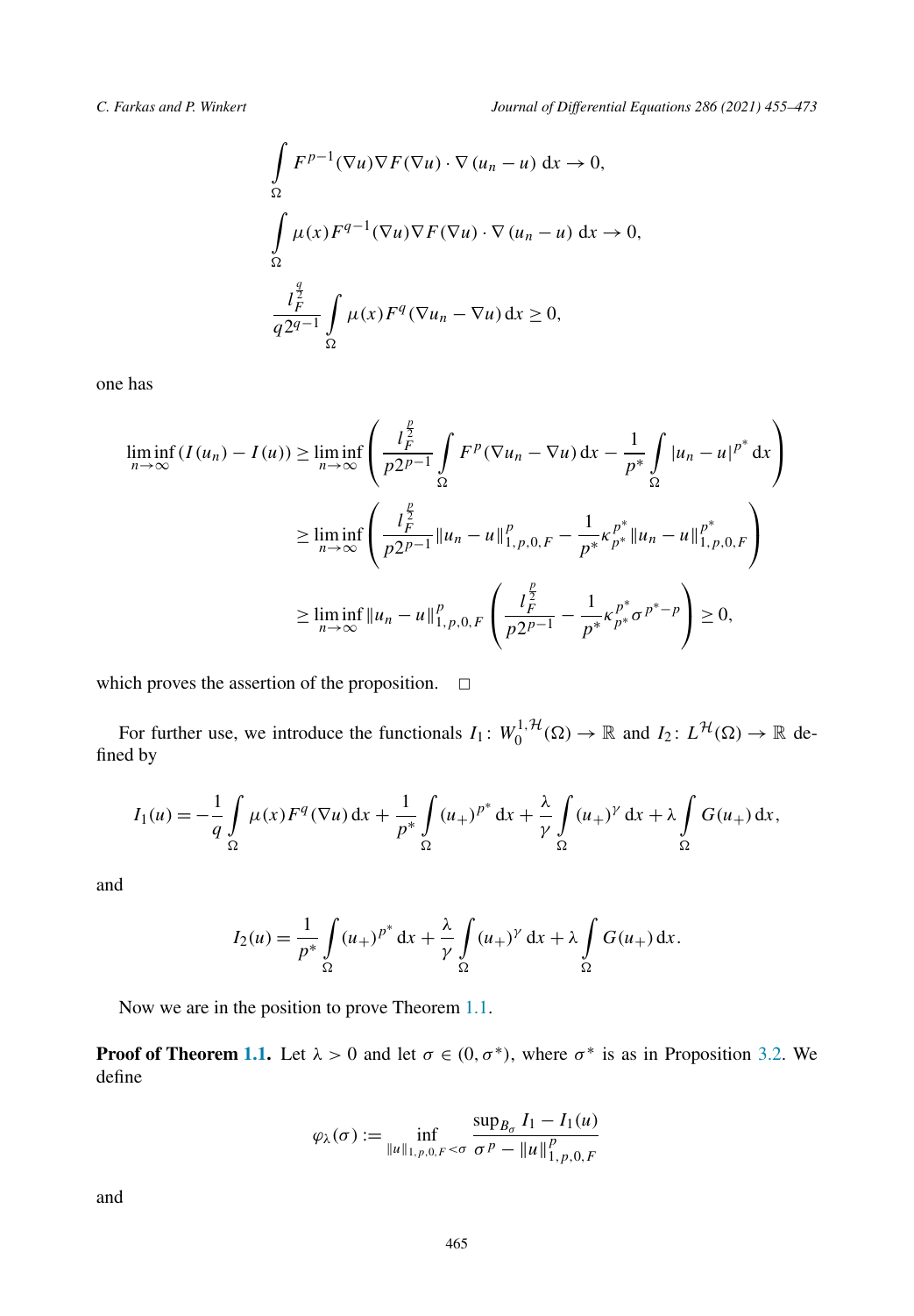$$\int_\Omega F^{p-1}(\nabla u)\nabla F(\nabla u)\cdot\nabla(u_n-u)\,\mathrm{d}x\to 0,$$

$$\int_\Omega \mu(x)F^{q-1}(\nabla u)\nabla F(\nabla u)\cdot\nabla(u_n-u)\,\mathrm{d}x\to 0,$$

$$\frac{l_F^{\frac{q}{2}}}{q2^{q-1}}\int_\Omega \mu(x)F^q(\nabla u_n-\nabla u)\,\mathrm{d}x\geq 0,$$

one has

$$\begin{aligned}
\liminf_{n\to\infty}(I(u_n)-I(u)) &\geq \liminf_{n\to\infty}\left(\frac{l_F^{\frac{p}{2}}}{p2^{p-1}}\int_\Omega F^p(\nabla u_n-\nabla u)\,\mathrm{d}x-\frac{1}{p^*}\int_\Omega |u_n-u|^{p^*}\,\mathrm{d}x\right)\\
&\geq \liminf_{n\to\infty}\left(\frac{l_F^{\frac{p}{2}}}{p2^{p-1}}\|u_n-u\|_{1,p,0,F}^p-\frac{1}{p^*}\kappa_{p^*}^{p^*}\|u_n-u\|_{1,p,0,F}^{p^*}\right)\\
&\geq \liminf_{n\to\infty}\|u_n-u\|_{1,p,0,F}^p\left(\frac{l_F^{\frac{p}{2}}}{p2^{p-1}}-\frac{1}{p^*}\kappa_{p^*}^{p^*}\sigma^{p^*-p}\right)\geq 0,
\end{aligned}$$

which proves the assertion of the proposition. $\square$

For further use, we introduce the functionals $I_1\colon W_0^{1,\mathcal{H}}(\Omega)\to\mathbb{R}$ and $I_2\colon L^{\mathcal{H}}(\Omega)\to\mathbb{R}$ defined by

$$I_1(u)=-\frac{1}{q}\int_\Omega \mu(x)F^q(\nabla u)\,\mathrm{d}x+\frac{1}{p^*}\int_\Omega (u_+)^{p^*}\,\mathrm{d}x+\frac{\lambda}{\gamma}\int_\Omega (u_+)^\gamma\,\mathrm{d}x+\lambda\int_\Omega G(u_+)\,\mathrm{d}x,$$

and

$$I_2(u)=\frac{1}{p^*}\int_\Omega (u_+)^{p^*}\,\mathrm{d}x+\frac{\lambda}{\gamma}\int_\Omega (u_+)^\gamma\,\mathrm{d}x+\lambda\int_\Omega G(u_+)\,\mathrm{d}x.$$

Now we are in the position to prove Theorem 1.1.

**Proof of Theorem 1.1.** Let $\lambda>0$ and let $\sigma\in(0,\sigma^*)$, where $\sigma^*$ is as in Proposition 3.2. We define

$$\varphi_\lambda(\sigma):=\inf_{\|u\|_{1,p,0,F}<\sigma}\frac{\sup_{B_\sigma}I_1-I_1(u)}{\sigma^p-\|u\|_{1,p,0,F}^p}$$

and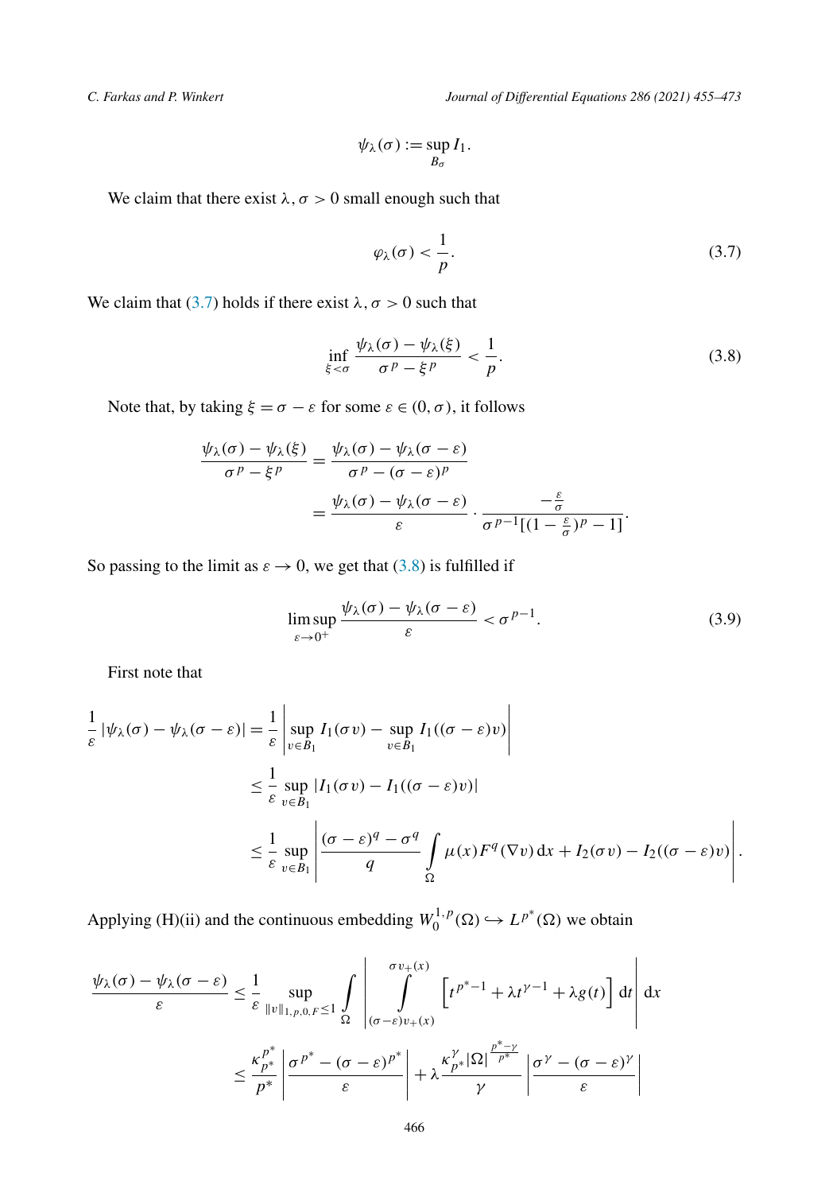$$\psi_\lambda(\sigma) := \sup_{B_\sigma} I_1.$$

We claim that there exist $\lambda, \sigma > 0$ small enough such that

$$\varphi_\lambda(\sigma) < \frac{1}{p}. \tag{3.7}$$

We claim that (3.7) holds if there exist $\lambda, \sigma > 0$ such that

$$\inf_{\xi < \sigma} \frac{\psi_\lambda(\sigma) - \psi_\lambda(\xi)}{\sigma^p - \xi^p} < \frac{1}{p}. \tag{3.8}$$

Note that, by taking $\xi = \sigma - \varepsilon$ for some $\varepsilon \in (0, \sigma)$, it follows

$$\begin{aligned}
\frac{\psi_\lambda(\sigma) - \psi_\lambda(\xi)}{\sigma^p - \xi^p} &= \frac{\psi_\lambda(\sigma) - \psi_\lambda(\sigma - \varepsilon)}{\sigma^p - (\sigma - \varepsilon)^p} \\
&= \frac{\psi_\lambda(\sigma) - \psi_\lambda(\sigma - \varepsilon)}{\varepsilon} \cdot \frac{-\frac{\varepsilon}{\sigma}}{\sigma^{p-1}[(1 - \frac{\varepsilon}{\sigma})^p - 1]}.
\end{aligned}$$

So passing to the limit as $\varepsilon \to 0$, we get that (3.8) is fulfilled if

$$\limsup_{\varepsilon \to 0^+} \frac{\psi_\lambda(\sigma) - \psi_\lambda(\sigma - \varepsilon)}{\varepsilon} < \sigma^{p-1}. \tag{3.9}$$

First note that

$$\begin{aligned}
\frac{1}{\varepsilon} |\psi_\lambda(\sigma) - \psi_\lambda(\sigma - \varepsilon)| &= \frac{1}{\varepsilon} \left| \sup_{v \in B_1} I_1(\sigma v) - \sup_{v \in B_1} I_1((\sigma - \varepsilon) v) \right| \\
&\leq \frac{1}{\varepsilon} \sup_{v \in B_1} |I_1(\sigma v) - I_1((\sigma - \varepsilon) v)| \\
&\leq \frac{1}{\varepsilon} \sup_{v \in B_1} \left| \frac{(\sigma - \varepsilon)^q - \sigma^q}{q} \int_\Omega \mu(x) F^q(\nabla v) \, \mathrm{d}x + I_2(\sigma v) - I_2((\sigma - \varepsilon) v) \right|.
\end{aligned}$$

Applying (H)(ii) and the continuous embedding $W_0^{1,p}(\Omega) \hookrightarrow L^{p^*}(\Omega)$ we obtain

$$\begin{aligned}
\frac{\psi_\lambda(\sigma) - \psi_\lambda(\sigma - \varepsilon)}{\varepsilon} &\leq \frac{1}{\varepsilon} \sup_{\|v\|_{1,p,0,F} \leq 1} \int_\Omega \left| \int_{(\sigma - \varepsilon) v_+(x)}^{\sigma v_+(x)} \left[ t^{p^*-1} + \lambda t^{\gamma - 1} + \lambda g(t) \right] \mathrm{d}t \right| \mathrm{d}x \\
&\leq \frac{\kappa_{p^*}^{p^*}}{p^*} \left| \frac{\sigma^{p^*} - (\sigma - \varepsilon)^{p^*}}{\varepsilon} \right| + \lambda \frac{\kappa_{p^*}^\gamma |\Omega|^{\frac{p^* - \gamma}{p^*}}}{\gamma} \left| \frac{\sigma^\gamma - (\sigma - \varepsilon)^\gamma}{\varepsilon} \right|
\end{aligned}$$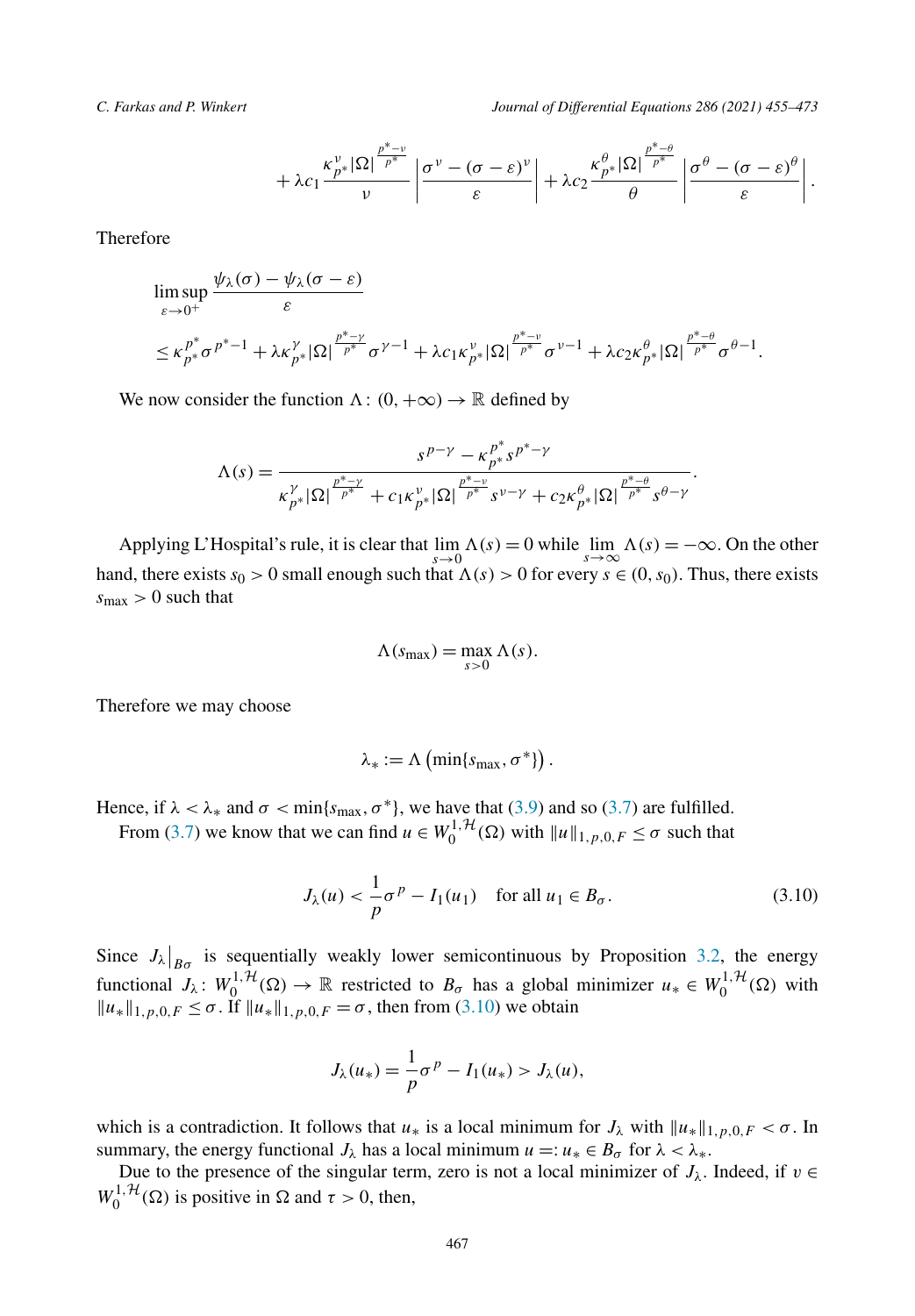$$
+ \lambda c_1 \frac{\kappa_{p^*}^{\nu} |\Omega|^{\frac{p^*-\nu}{p^*}}}{\nu} \left| \frac{\sigma^\nu - (\sigma-\varepsilon)^\nu}{\varepsilon} \right| + \lambda c_2 \frac{\kappa_{p^*}^{\theta} |\Omega|^{\frac{p^*-\theta}{p^*}}}{\theta} \left| \frac{\sigma^\theta - (\sigma-\varepsilon)^\theta}{\varepsilon} \right|.
$$

Therefore

$$
\begin{aligned}
&\limsup_{\varepsilon \to 0^+} \frac{\psi_\lambda(\sigma) - \psi_\lambda(\sigma - \varepsilon)}{\varepsilon} \\
&\leq \kappa_{p^*}^{p^*} \sigma^{p^*-1} + \lambda \kappa_{p^*}^{\gamma} |\Omega|^{\frac{p^*-\gamma}{p^*}} \sigma^{\gamma-1} + \lambda c_1 \kappa_{p^*}^{\nu} |\Omega|^{\frac{p^*-\nu}{p^*}} \sigma^{\nu-1} + \lambda c_2 \kappa_{p^*}^{\theta} |\Omega|^{\frac{p^*-\theta}{p^*}} \sigma^{\theta-1}.
\end{aligned}
$$

We now consider the function $\Lambda\colon (0,+\infty) \to \mathbb{R}$ defined by

$$
\Lambda(s) = \frac{s^{p-\gamma} - \kappa_{p^*}^{p^*} s^{p^*-\gamma}}{\kappa_{p^*}^{\gamma} |\Omega|^{\frac{p^*-\gamma}{p^*}} + c_1 \kappa_{p^*}^{\nu} |\Omega|^{\frac{p^*-\nu}{p^*}} s^{\nu-\gamma} + c_2 \kappa_{p^*}^{\theta} |\Omega|^{\frac{p^*-\theta}{p^*}} s^{\theta-\gamma}}.
$$

Applying L'Hospital's rule, it is clear that $\lim_{s\to 0} \Lambda(s) = 0$ while $\lim_{s \to \infty} \Lambda(s) = -\infty$. On the other hand, there exists $s_0 > 0$ small enough such that $\Lambda(s) > 0$ for every $s \in (0, s_0)$. Thus, there exists $s_{\max} > 0$ such that

$$
\Lambda(s_{\max}) = \max_{s>0} \Lambda(s).
$$

Therefore we may choose

$$
\lambda_* := \Lambda\left(\min\{s_{\max}, \sigma^*\}\right).
$$

Hence, if $\lambda < \lambda_*$ and $\sigma < \min\{s_{\max}, \sigma^*\}$, we have that (3.9) and so (3.7) are fulfilled.

From (3.7) we know that we can find $u \in W_0^{1,\mathcal{H}}(\Omega)$ with $\|u\|_{1,p,0,F} \leq \sigma$ such that

$$
J_\lambda(u) < \frac{1}{p}\sigma^p - I_1(u_1) \quad \text{for all } u_1 \in B_\sigma. \tag{3.10}
$$

Since $J_\lambda\big|_{B\sigma}$ is sequentially weakly lower semicontinuous by Proposition 3.2, the energy functional $J_\lambda\colon W_0^{1,\mathcal{H}}(\Omega) \to \mathbb{R}$ restricted to $B_\sigma$ has a global minimizer $u_* \in W_0^{1,\mathcal{H}}(\Omega)$ with $\|u_*\|_{1,p,0,F} \leq \sigma$. If $\|u_*\|_{1,p,0,F} = \sigma$, then from (3.10) we obtain

$$
J_\lambda(u_*) = \frac{1}{p}\sigma^p - I_1(u_*) > J_\lambda(u),
$$

which is a contradiction. It follows that $u_*$ is a local minimum for $J_\lambda$ with $\|u_*\|_{1,p,0,F} < \sigma$. In summary, the energy functional $J_\lambda$ has a local minimum $u =: u_* \in B_\sigma$ for $\lambda < \lambda_*$.

Due to the presence of the singular term, zero is not a local minimizer of $J_\lambda$. Indeed, if $v \in W_0^{1,\mathcal{H}}(\Omega)$ is positive in $\Omega$ and $\tau > 0$, then,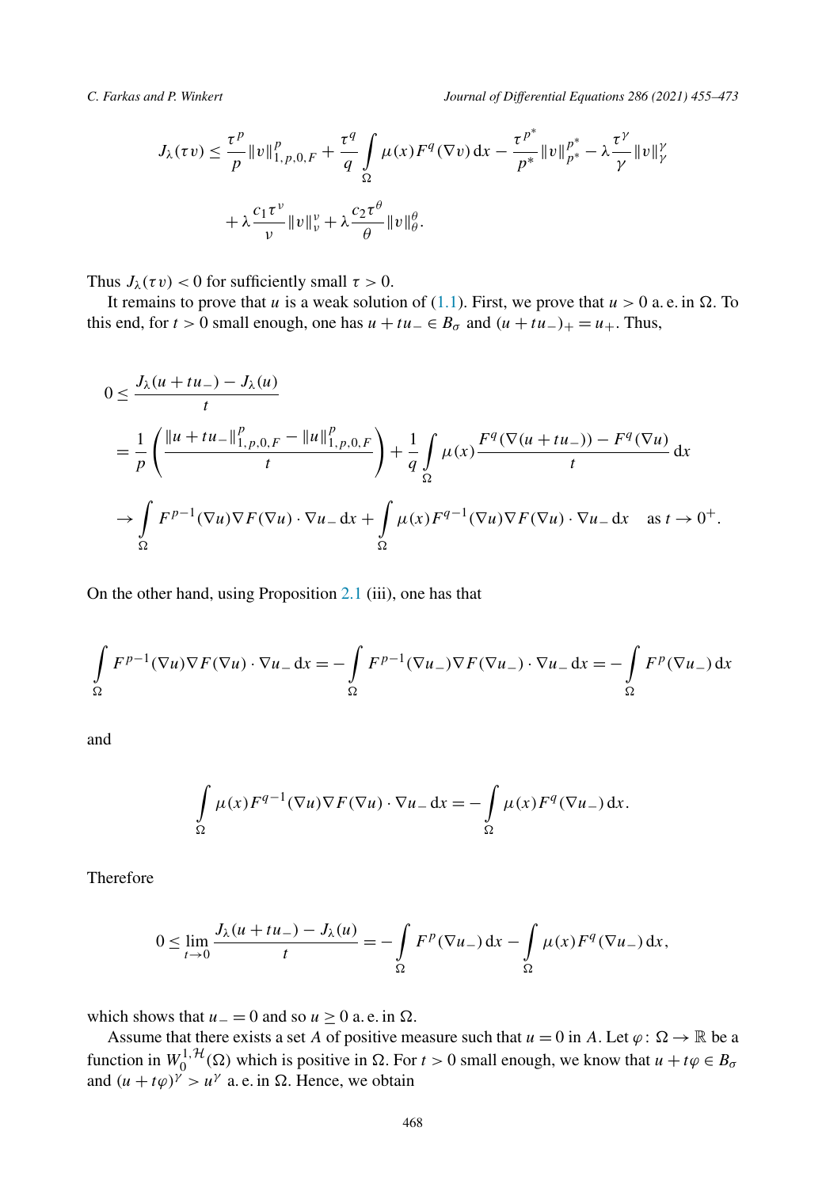$$J_\lambda(\tau v) \le \frac{\tau^p}{p}\|v\|_{1,p,0,F}^p + \frac{\tau^q}{q}\int_\Omega \mu(x) F^q(\nabla v)\,\mathrm{d}x - \frac{\tau^{p^*}}{p^*}\|v\|_{p^*}^{p^*} - \lambda\frac{\tau^\gamma}{\gamma}\|v\|_\gamma^\gamma$$
$$+ \lambda\frac{c_1\tau^\nu}{\nu}\|v\|_\nu^\nu + \lambda\frac{c_2\tau^\theta}{\theta}\|v\|_\theta^\theta.$$

Thus $J_\lambda(\tau v) < 0$ for sufficiently small $\tau > 0$.

It remains to prove that $u$ is a weak solution of (1.1). First, we prove that $u > 0$ a. e. in $\Omega$. To this end, for $t > 0$ small enough, one has $u + tu_- \in B_\sigma$ and $(u + tu_-)_+ = u_+$. Thus,

$$\begin{aligned}
0 &\le \frac{J_\lambda(u+tu_-) - J_\lambda(u)}{t} \\
&= \frac{1}{p}\left(\frac{\|u+tu_-\|_{1,p,0,F}^p - \|u\|_{1,p,0,F}^p}{t}\right) + \frac{1}{q}\int_\Omega \mu(x)\frac{F^q(\nabla(u+tu_-)) - F^q(\nabla u)}{t}\,\mathrm{d}x \\
&\to \int_\Omega F^{p-1}(\nabla u)\nabla F(\nabla u)\cdot\nabla u_-\,\mathrm{d}x + \int_\Omega \mu(x) F^{q-1}(\nabla u)\nabla F(\nabla u)\cdot\nabla u_-\,\mathrm{d}x \quad \text{as } t \to 0^+.
\end{aligned}$$

On the other hand, using Proposition 2.1 (iii), one has that

$$\int_\Omega F^{p-1}(\nabla u)\nabla F(\nabla u)\cdot\nabla u_-\,\mathrm{d}x = -\int_\Omega F^{p-1}(\nabla u_-)\nabla F(\nabla u_-)\cdot\nabla u_-\,\mathrm{d}x = -\int_\Omega F^p(\nabla u_-)\,\mathrm{d}x$$

and

$$\int_\Omega \mu(x) F^{q-1}(\nabla u)\nabla F(\nabla u)\cdot\nabla u_-\,\mathrm{d}x = -\int_\Omega \mu(x) F^q(\nabla u_-)\,\mathrm{d}x.$$

Therefore

$$0 \le \lim_{t\to 0}\frac{J_\lambda(u+tu_-) - J_\lambda(u)}{t} = -\int_\Omega F^p(\nabla u_-)\,\mathrm{d}x - \int_\Omega \mu(x) F^q(\nabla u_-)\,\mathrm{d}x,$$

which shows that $u_- = 0$ and so $u \ge 0$ a. e. in $\Omega$.

Assume that there exists a set $A$ of positive measure such that $u = 0$ in $A$. Let $\varphi\colon \Omega \to \mathbb{R}$ be a function in $W_0^{1,\mathcal{H}}(\Omega)$ which is positive in $\Omega$. For $t > 0$ small enough, we know that $u + t\varphi \in B_\sigma$ and $(u + t\varphi)^\gamma > u^\gamma$ a. e. in $\Omega$. Hence, we obtain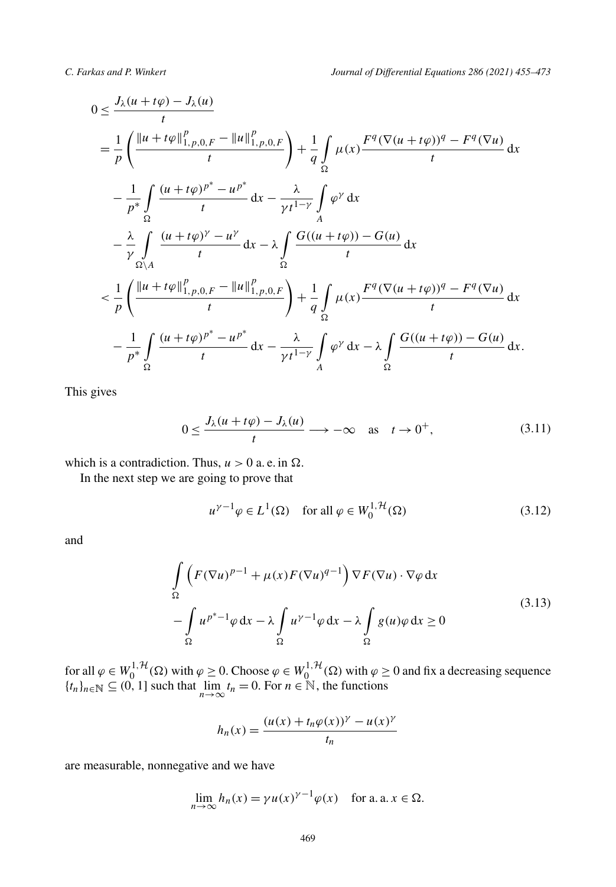$$
\begin{aligned}
0 &\leq \frac{J_\lambda(u+t\varphi)-J_\lambda(u)}{t}\\
&= \frac{1}{p}\left(\frac{\|u+t\varphi\|^p_{1,p,0,F}-\|u\|^p_{1,p,0,F}}{t}\right)+\frac{1}{q}\int_\Omega \mu(x)\frac{F^q(\nabla(u+t\varphi))^q-F^q(\nabla u)}{t}\,\mathrm{d}x\\
&\quad -\frac{1}{p^*}\int_\Omega \frac{(u+t\varphi)^{p^*}-u^{p^*}}{t}\,\mathrm{d}x-\frac{\lambda}{\gamma t^{1-\gamma}}\int_A \varphi^\gamma\,\mathrm{d}x\\
&\quad -\frac{\lambda}{\gamma}\int_{\Omega\setminus A}\frac{(u+t\varphi)^\gamma-u^\gamma}{t}\,\mathrm{d}x-\lambda\int_\Omega \frac{G((u+t\varphi))-G(u)}{t}\,\mathrm{d}x\\
&< \frac{1}{p}\left(\frac{\|u+t\varphi\|^p_{1,p,0,F}-\|u\|^p_{1,p,0,F}}{t}\right)+\frac{1}{q}\int_\Omega \mu(x)\frac{F^q(\nabla(u+t\varphi))^q-F^q(\nabla u)}{t}\,\mathrm{d}x\\
&\quad -\frac{1}{p^*}\int_\Omega \frac{(u+t\varphi)^{p^*}-u^{p^*}}{t}\,\mathrm{d}x-\frac{\lambda}{\gamma t^{1-\gamma}}\int_A \varphi^\gamma\,\mathrm{d}x-\lambda\int_\Omega \frac{G((u+t\varphi))-G(u)}{t}\,\mathrm{d}x.
\end{aligned}
$$

This gives

$$
0 \leq \frac{J_\lambda(u+t\varphi)-J_\lambda(u)}{t} \longrightarrow -\infty \quad \text{as} \quad t\to 0^+, \tag{3.11}
$$

which is a contradiction. Thus, $u>0$ a. e. in $\Omega$.

In the next step we are going to prove that

$$
u^{\gamma-1}\varphi \in L^1(\Omega) \quad \text{for all } \varphi\in W^{1,\mathcal{H}}_0(\Omega) \tag{3.12}
$$

and

$$
\begin{aligned}
&\int_\Omega \left(F(\nabla u)^{p-1}+\mu(x)F(\nabla u)^{q-1}\right)\nabla F(\nabla u)\cdot\nabla\varphi\,\mathrm{d}x\\
&\quad -\int_\Omega u^{p^*-1}\varphi\,\mathrm{d}x-\lambda\int_\Omega u^{\gamma-1}\varphi\,\mathrm{d}x-\lambda\int_\Omega g(u)\varphi\,\mathrm{d}x\geq 0
\end{aligned}
\tag{3.13}
$$

for all $\varphi\in W^{1,\mathcal{H}}_0(\Omega)$ with $\varphi\geq 0$. Choose $\varphi\in W^{1,\mathcal{H}}_0(\Omega)$ with $\varphi\geq 0$ and fix a decreasing sequence $\{t_n\}_{n\in\mathbb{N}}\subseteq(0,1]$ such that $\lim_{n\to\infty}t_n=0$. For $n\in\mathbb{N}$, the functions

$$
h_n(x)=\frac{(u(x)+t_n\varphi(x))^\gamma-u(x)^\gamma}{t_n}
$$

are measurable, nonnegative and we have

$$
\lim_{n\to\infty}h_n(x)=\gamma u(x)^{\gamma-1}\varphi(x) \quad \text{for a. a. } x\in\Omega.
$$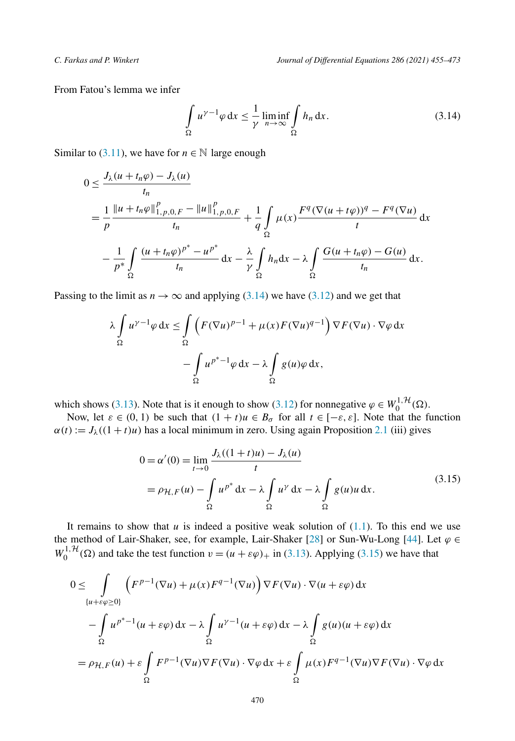From Fatou's lemma we infer

$$\int_\Omega u^{\gamma-1}\varphi \,\mathrm{d}x \le \frac{1}{\gamma}\liminf_{n\to\infty}\int_\Omega h_n \,\mathrm{d}x. \tag{3.14}$$

Similar to (3.11), we have for $n \in \mathbb{N}$ large enough

$$\begin{aligned}
0 &\le \frac{J_\lambda(u+t_n\varphi)-J_\lambda(u)}{t_n} \\
&= \frac{1}{p}\frac{\|u+t_n\varphi\|^p_{1,p,0,F}-\|u\|^p_{1,p,0,F}}{t_n} + \frac{1}{q}\int_\Omega \mu(x)\frac{F^q(\nabla(u+t\varphi))^q - F^q(\nabla u)}{t}\,\mathrm{d}x \\
&\quad - \frac{1}{p^*}\int_\Omega \frac{(u+t_n\varphi)^{p^*}-u^{p^*}}{t_n}\,\mathrm{d}x - \frac{\lambda}{\gamma}\int_\Omega h_n \mathrm{d}x - \lambda\int_\Omega \frac{G(u+t_n\varphi)-G(u)}{t_n}\,\mathrm{d}x.
\end{aligned}$$

Passing to the limit as $n \to \infty$ and applying (3.14) we have (3.12) and we get that

$$\begin{aligned}
\lambda\int_\Omega u^{\gamma-1}\varphi \,\mathrm{d}x &\le \int_\Omega \left(F(\nabla u)^{p-1}+\mu(x)F(\nabla u)^{q-1}\right)\nabla F(\nabla u)\cdot\nabla\varphi\,\mathrm{d}x \\
&\quad - \int_\Omega u^{p^*-1}\varphi\,\mathrm{d}x - \lambda\int_\Omega g(u)\varphi\,\mathrm{d}x,
\end{aligned}$$

which shows (3.13). Note that is it enough to show (3.12) for nonnegative $\varphi \in W_0^{1,\mathcal{H}}(\Omega)$.

Now, let $\varepsilon \in (0,1)$ be such that $(1+t)u \in B_\sigma$ for all $t \in [-\varepsilon,\varepsilon]$. Note that the function $\alpha(t) := J_\lambda((1+t)u)$ has a local minimum in zero. Using again Proposition 2.1 (iii) gives

$$\begin{aligned}
0 = \alpha'(0) &= \lim_{t\to 0}\frac{J_\lambda((1+t)u)-J_\lambda(u)}{t} \\
&= \rho_{\mathcal{H},F}(u) - \int_\Omega u^{p^*}\,\mathrm{d}x - \lambda\int_\Omega u^\gamma\,\mathrm{d}x - \lambda\int_\Omega g(u)u\,\mathrm{d}x.
\end{aligned} \tag{3.15}$$

It remains to show that $u$ is indeed a positive weak solution of (1.1). To this end we use the method of Lair-Shaker, see, for example, Lair-Shaker [28] or Sun-Wu-Long [44]. Let $\varphi \in W_0^{1,\mathcal{H}}(\Omega)$ and take the test function $v = (u+\varepsilon\varphi)_+$ in (3.13). Applying (3.15) we have that

$$\begin{aligned}
0 &\le \int_{\{u+\varepsilon\varphi\ge 0\}} \left(F^{p-1}(\nabla u)+\mu(x)F^{q-1}(\nabla u)\right)\nabla F(\nabla u)\cdot\nabla(u+\varepsilon\varphi)\,\mathrm{d}x \\
&\quad - \int_\Omega u^{p^*-1}(u+\varepsilon\varphi)\,\mathrm{d}x - \lambda\int_\Omega u^{\gamma-1}(u+\varepsilon\varphi)\,\mathrm{d}x - \lambda\int_\Omega g(u)(u+\varepsilon\varphi)\,\mathrm{d}x \\
&= \rho_{\mathcal{H},F}(u) + \varepsilon\int_\Omega F^{p-1}(\nabla u)\nabla F(\nabla u)\cdot\nabla\varphi\,\mathrm{d}x + \varepsilon\int_\Omega \mu(x)F^{q-1}(\nabla u)\nabla F(\nabla u)\cdot\nabla\varphi\,\mathrm{d}x
\end{aligned}$$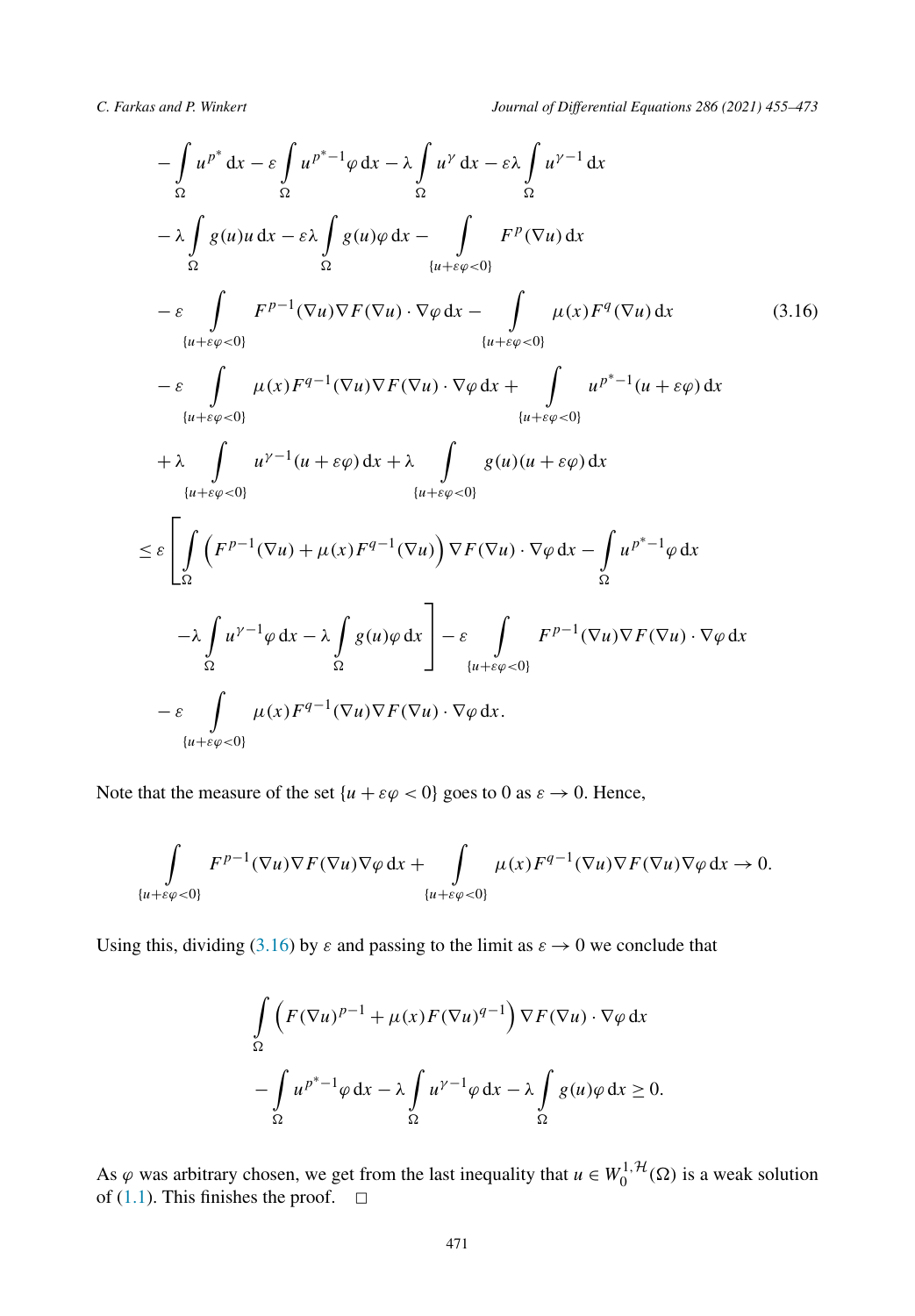$$
\begin{aligned}
& - \int_\Omega u^{p^*} \,\mathrm{d}x - \varepsilon \int_\Omega u^{p^*-1}\varphi \,\mathrm{d}x - \lambda \int_\Omega u^{\gamma} \,\mathrm{d}x - \varepsilon\lambda \int_\Omega u^{\gamma-1} \,\mathrm{d}x \\
& - \lambda \int_\Omega g(u)u \,\mathrm{d}x - \varepsilon\lambda \int_\Omega g(u)\varphi \,\mathrm{d}x - \int_{\{u+\varepsilon\varphi<0\}} F^p(\nabla u) \,\mathrm{d}x \\
& - \varepsilon \int_{\{u+\varepsilon\varphi<0\}} F^{p-1}(\nabla u)\nabla F(\nabla u)\cdot\nabla\varphi \,\mathrm{d}x - \int_{\{u+\varepsilon\varphi<0\}} \mu(x) F^q(\nabla u) \,\mathrm{d}x \qquad (3.16) \\
& - \varepsilon \int_{\{u+\varepsilon\varphi<0\}} \mu(x) F^{q-1}(\nabla u)\nabla F(\nabla u)\cdot\nabla\varphi \,\mathrm{d}x + \int_{\{u+\varepsilon\varphi<0\}} u^{p^*-1}(u+\varepsilon\varphi) \,\mathrm{d}x \\
& + \lambda \int_{\{u+\varepsilon\varphi<0\}} u^{\gamma-1}(u+\varepsilon\varphi) \,\mathrm{d}x + \lambda \int_{\{u+\varepsilon\varphi<0\}} g(u)(u+\varepsilon\varphi) \,\mathrm{d}x \\
& \leq \varepsilon \Bigg[ \int_\Omega \Big( F^{p-1}(\nabla u) + \mu(x) F^{q-1}(\nabla u) \Big) \nabla F(\nabla u)\cdot\nabla\varphi \,\mathrm{d}x - \int_\Omega u^{p^*-1}\varphi \,\mathrm{d}x \\
& \quad -\lambda \int_\Omega u^{\gamma-1}\varphi \,\mathrm{d}x - \lambda \int_\Omega g(u)\varphi \,\mathrm{d}x \Bigg] - \varepsilon \int_{\{u+\varepsilon\varphi<0\}} F^{p-1}(\nabla u)\nabla F(\nabla u)\cdot\nabla\varphi \,\mathrm{d}x \\
& - \varepsilon \int_{\{u+\varepsilon\varphi<0\}} \mu(x) F^{q-1}(\nabla u)\nabla F(\nabla u)\cdot\nabla\varphi \,\mathrm{d}x.
\end{aligned}
$$

Note that the measure of the set $\{u + \varepsilon\varphi < 0\}$ goes to 0 as $\varepsilon \to 0$. Hence,

$$
\int_{\{u+\varepsilon\varphi<0\}} F^{p-1}(\nabla u)\nabla F(\nabla u)\nabla\varphi \,\mathrm{d}x + \int_{\{u+\varepsilon\varphi<0\}} \mu(x) F^{q-1}(\nabla u)\nabla F(\nabla u)\nabla\varphi \,\mathrm{d}x \to 0.
$$

Using this, dividing (3.16) by $\varepsilon$ and passing to the limit as $\varepsilon \to 0$ we conclude that

$$
\begin{aligned}
& \int_\Omega \Big( F(\nabla u)^{p-1} + \mu(x) F(\nabla u)^{q-1} \Big) \nabla F(\nabla u)\cdot\nabla\varphi \,\mathrm{d}x \\
& \quad - \int_\Omega u^{p^*-1}\varphi \,\mathrm{d}x - \lambda \int_\Omega u^{\gamma-1}\varphi \,\mathrm{d}x - \lambda \int_\Omega g(u)\varphi \,\mathrm{d}x \geq 0.
\end{aligned}
$$

As $\varphi$ was arbitrary chosen, we get from the last inequality that $u \in W_0^{1,\mathcal{H}}(\Omega)$ is a weak solution of (1.1). This finishes the proof. □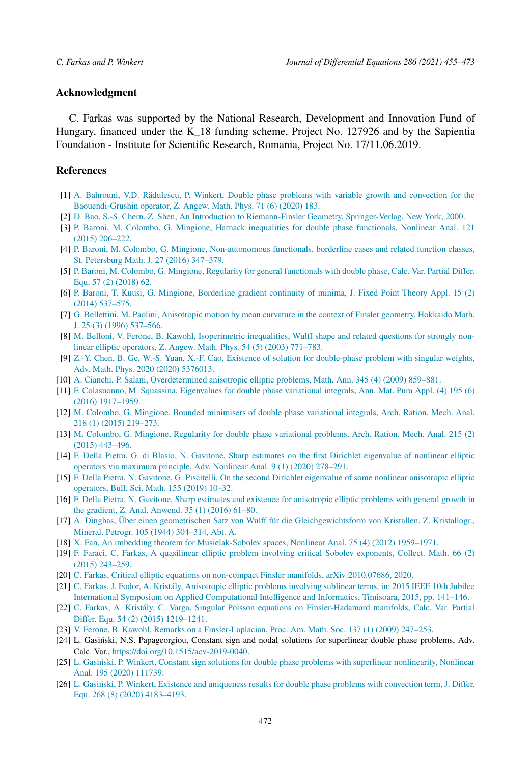## Acknowledgment

C. Farkas was supported by the National Research, Development and Innovation Fund of Hungary, financed under the K_18 funding scheme, Project No. 127926 and by the Sapientia Foundation - Institute for Scientific Research, Romania, Project No. 17/11.06.2019.

## References

[1] A. Bahrouni, V.D. Rădulescu, P. Winkert, Double phase problems with variable growth and convection for the Baouendi-Grushin operator, Z. Angew. Math. Phys. 71 (6) (2020) 183.

[2] D. Bao, S.-S. Chern, Z. Shen, An Introduction to Riemann-Finsler Geometry, Springer-Verlag, New York, 2000.

[3] P. Baroni, M. Colombo, G. Mingione, Harnack inequalities for double phase functionals, Nonlinear Anal. 121 (2015) 206–222.

[4] P. Baroni, M. Colombo, G. Mingione, Non-autonomous functionals, borderline cases and related function classes, St. Petersburg Math. J. 27 (2016) 347–379.

[5] P. Baroni, M. Colombo, G. Mingione, Regularity for general functionals with double phase, Calc. Var. Partial Differ. Equ. 57 (2) (2018) 62.

[6] P. Baroni, T. Kuusi, G. Mingione, Borderline gradient continuity of minima, J. Fixed Point Theory Appl. 15 (2) (2014) 537–575.

[7] G. Bellettini, M. Paolini, Anisotropic motion by mean curvature in the context of Finsler geometry, Hokkaido Math. J. 25 (3) (1996) 537–566.

[8] M. Belloni, V. Ferone, B. Kawohl, Isoperimetric inequalities, Wulff shape and related questions for strongly nonlinear elliptic operators, Z. Angew. Math. Phys. 54 (5) (2003) 771–783.

[9] Z.-Y. Chen, B. Ge, W.-S. Yuan, X.-F. Cao, Existence of solution for double-phase problem with singular weights, Adv. Math. Phys. 2020 (2020) 5376013.

[10] A. Cianchi, P. Salani, Overdetermined anisotropic elliptic problems, Math. Ann. 345 (4) (2009) 859–881.

[11] F. Colasuonno, M. Squassina, Eigenvalues for double phase variational integrals, Ann. Mat. Pura Appl. (4) 195 (6) (2016) 1917–1959.

[12] M. Colombo, G. Mingione, Bounded minimisers of double phase variational integrals, Arch. Ration. Mech. Anal. 218 (1) (2015) 219–273.

[13] M. Colombo, G. Mingione, Regularity for double phase variational problems, Arch. Ration. Mech. Anal. 215 (2) (2015) 443–496.

[14] F. Della Pietra, G. di Blasio, N. Gavitone, Sharp estimates on the first Dirichlet eigenvalue of nonlinear elliptic operators via maximum principle, Adv. Nonlinear Anal. 9 (1) (2020) 278–291.

[15] F. Della Pietra, N. Gavitone, G. Piscitelli, On the second Dirichlet eigenvalue of some nonlinear anisotropic elliptic operators, Bull. Sci. Math. 155 (2019) 10–32.

[16] F. Della Pietra, N. Gavitone, Sharp estimates and existence for anisotropic elliptic problems with general growth in the gradient, Z. Anal. Anwend. 35 (1) (2016) 61–80.

[17] A. Dinghas, Über einen geometrischen Satz von Wulff für die Gleichgewichtsform von Kristallen, Z. Kristallogr., Mineral. Petrogr. 105 (1944) 304–314, Abt. A.

[18] X. Fan, An imbedding theorem for Musielak-Sobolev spaces, Nonlinear Anal. 75 (4) (2012) 1959–1971.

[19] F. Faraci, C. Farkas, A quasilinear elliptic problem involving critical Sobolev exponents, Collect. Math. 66 (2) (2015) 243–259.

[20] C. Farkas, Critical elliptic equations on non-compact Finsler manifolds, arXiv:2010.07686, 2020.

[21] C. Farkas, J. Fodor, A. Kristály, Anisotropic elliptic problems involving sublinear terms, in: 2015 IEEE 10th Jubilee International Symposium on Applied Computational Intelligence and Informatics, Timisoara, 2015, pp. 141–146.

[22] C. Farkas, A. Kristály, C. Varga, Singular Poisson equations on Finsler-Hadamard manifolds, Calc. Var. Partial Differ. Equ. 54 (2) (2015) 1219–1241.

[23] V. Ferone, B. Kawohl, Remarks on a Finsler-Laplacian, Proc. Am. Math. Soc. 137 (1) (2009) 247–253.

[24] L. Gasiński, N.S. Papageorgiou, Constant sign and nodal solutions for superlinear double phase problems, Adv. Calc. Var., https://doi.org/10.1515/acv-2019-0040.

[25] L. Gasiński, P. Winkert, Constant sign solutions for double phase problems with superlinear nonlinearity, Nonlinear Anal. 195 (2020) 111739.

[26] L. Gasiński, P. Winkert, Existence and uniqueness results for double phase problems with convection term, J. Differ. Equ. 268 (8) (2020) 4183–4193.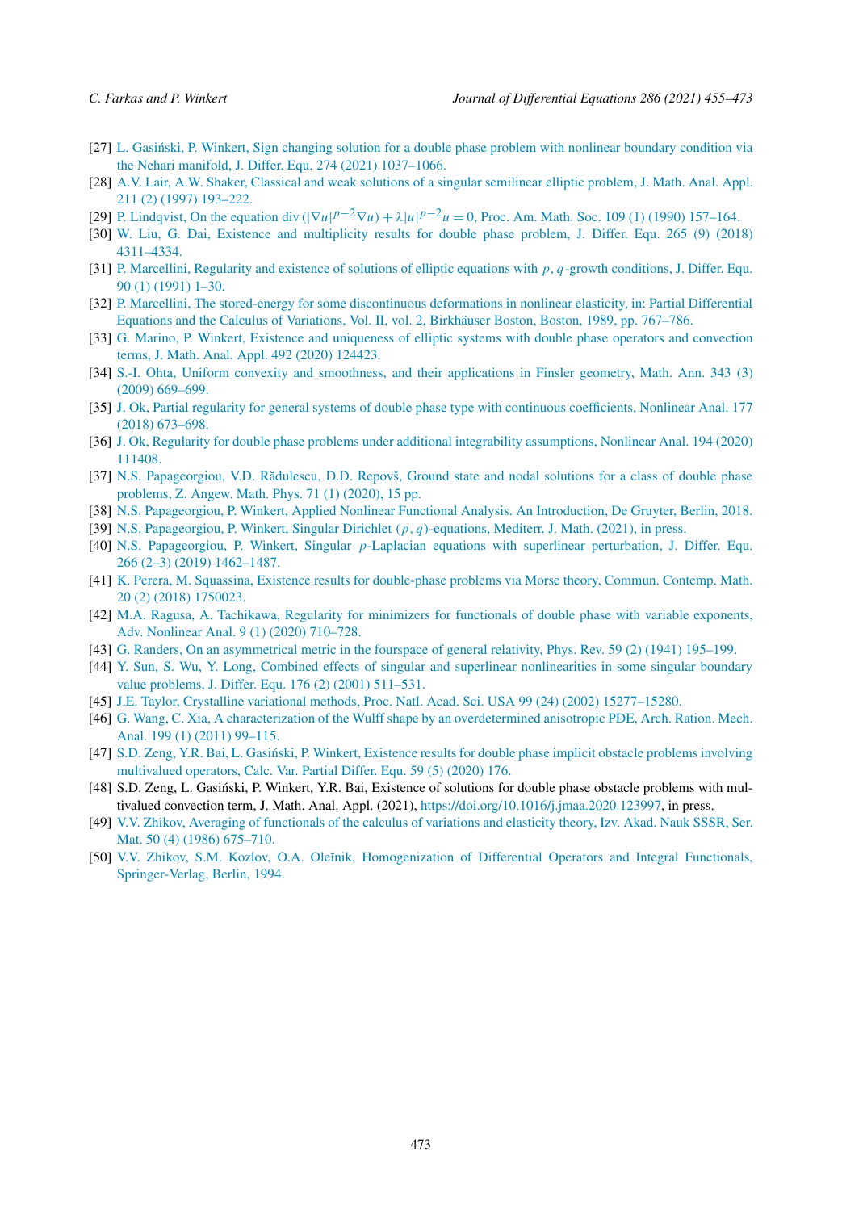[27] L. Gasiński, P. Winkert, Sign changing solution for a double phase problem with nonlinear boundary condition via the Nehari manifold, J. Differ. Equ. 274 (2021) 1037–1066.

[28] A.V. Lair, A.W. Shaker, Classical and weak solutions of a singular semilinear elliptic problem, J. Math. Anal. Appl. 211 (2) (1997) 193–222.

[29] P. Lindqvist, On the equation div $(|\nabla u|^{p-2}\nabla u) + \lambda |u|^{p-2}u = 0$, Proc. Am. Math. Soc. 109 (1) (1990) 157–164.

[30] W. Liu, G. Dai, Existence and multiplicity results for double phase problem, J. Differ. Equ. 265 (9) (2018) 4311–4334.

[31] P. Marcellini, Regularity and existence of solutions of elliptic equations with $p, q$-growth conditions, J. Differ. Equ. 90 (1) (1991) 1–30.

[32] P. Marcellini, The stored-energy for some discontinuous deformations in nonlinear elasticity, in: Partial Differential Equations and the Calculus of Variations, Vol. II, vol. 2, Birkhäuser Boston, Boston, 1989, pp. 767–786.

[33] G. Marino, P. Winkert, Existence and uniqueness of elliptic systems with double phase operators and convection terms, J. Math. Anal. Appl. 492 (2020) 124423.

[34] S.-I. Ohta, Uniform convexity and smoothness, and their applications in Finsler geometry, Math. Ann. 343 (3) (2009) 669–699.

[35] J. Ok, Partial regularity for general systems of double phase type with continuous coefficients, Nonlinear Anal. 177 (2018) 673–698.

[36] J. Ok, Regularity for double phase problems under additional integrability assumptions, Nonlinear Anal. 194 (2020) 111408.

[37] N.S. Papageorgiou, V.D. Rădulescu, D.D. Repovš, Ground state and nodal solutions for a class of double phase problems, Z. Angew. Math. Phys. 71 (1) (2020), 15 pp.

[38] N.S. Papageorgiou, P. Winkert, Applied Nonlinear Functional Analysis. An Introduction, De Gruyter, Berlin, 2018.

[39] N.S. Papageorgiou, P. Winkert, Singular Dirichlet $(p, q)$-equations, Mediterr. J. Math. (2021), in press.

[40] N.S. Papageorgiou, P. Winkert, Singular $p$-Laplacian equations with superlinear perturbation, J. Differ. Equ. 266 (2–3) (2019) 1462–1487.

[41] K. Perera, M. Squassina, Existence results for double-phase problems via Morse theory, Commun. Contemp. Math. 20 (2) (2018) 1750023.

[42] M.A. Ragusa, A. Tachikawa, Regularity for minimizers for functionals of double phase with variable exponents, Adv. Nonlinear Anal. 9 (1) (2020) 710–728.

[43] G. Randers, On an asymmetrical metric in the fourspace of general relativity, Phys. Rev. 59 (2) (1941) 195–199.

[44] Y. Sun, S. Wu, Y. Long, Combined effects of singular and superlinear nonlinearities in some singular boundary value problems, J. Differ. Equ. 176 (2) (2001) 511–531.

[45] J.E. Taylor, Crystalline variational methods, Proc. Natl. Acad. Sci. USA 99 (24) (2002) 15277–15280.

[46] G. Wang, C. Xia, A characterization of the Wulff shape by an overdetermined anisotropic PDE, Arch. Ration. Mech. Anal. 199 (1) (2011) 99–115.

[47] S.D. Zeng, Y.R. Bai, L. Gasiński, P. Winkert, Existence results for double phase implicit obstacle problems involving multivalued operators, Calc. Var. Partial Differ. Equ. 59 (5) (2020) 176.

[48] S.D. Zeng, L. Gasiński, P. Winkert, Y.R. Bai, Existence of solutions for double phase obstacle problems with multivalued convection term, J. Math. Anal. Appl. (2021), https://doi.org/10.1016/j.jmaa.2020.123997, in press.

[49] V.V. Zhikov, Averaging of functionals of the calculus of variations and elasticity theory, Izv. Akad. Nauk SSSR, Ser. Mat. 50 (4) (1986) 675–710.

[50] V.V. Zhikov, S.M. Kozlov, O.A. Oleĭnik, Homogenization of Differential Operators and Integral Functionals, Springer-Verlag, Berlin, 1994.